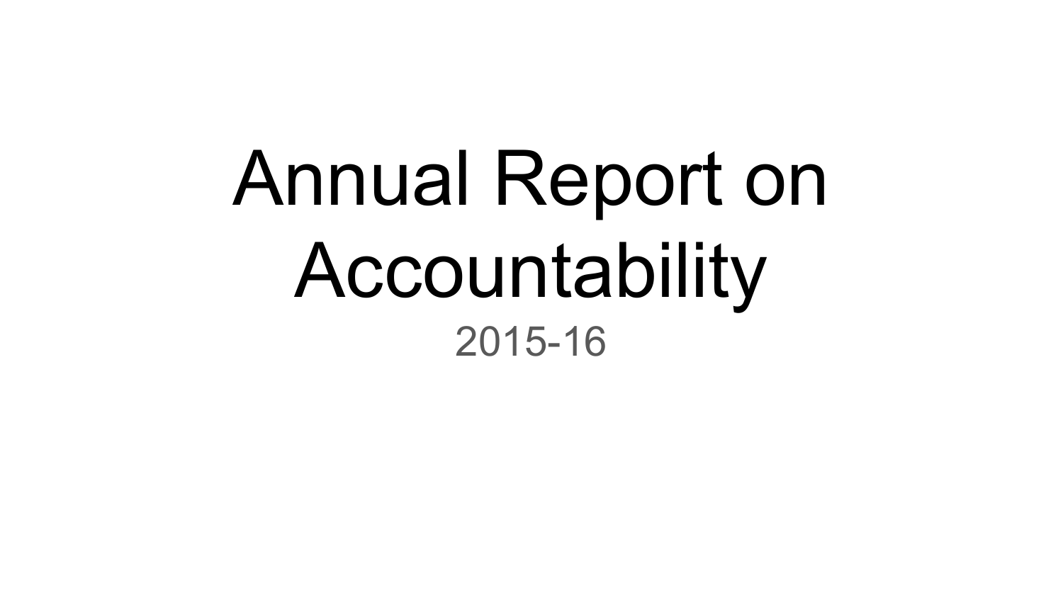# Annual Report on Accountability

2015-16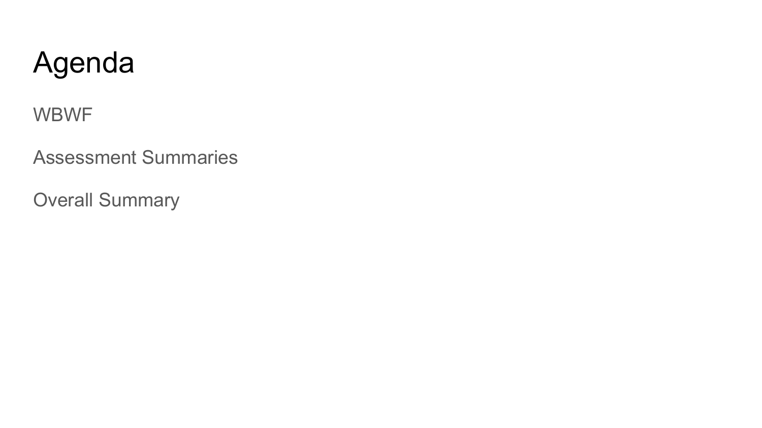# Agenda

WBWF

Assessment Summaries

Overall Summary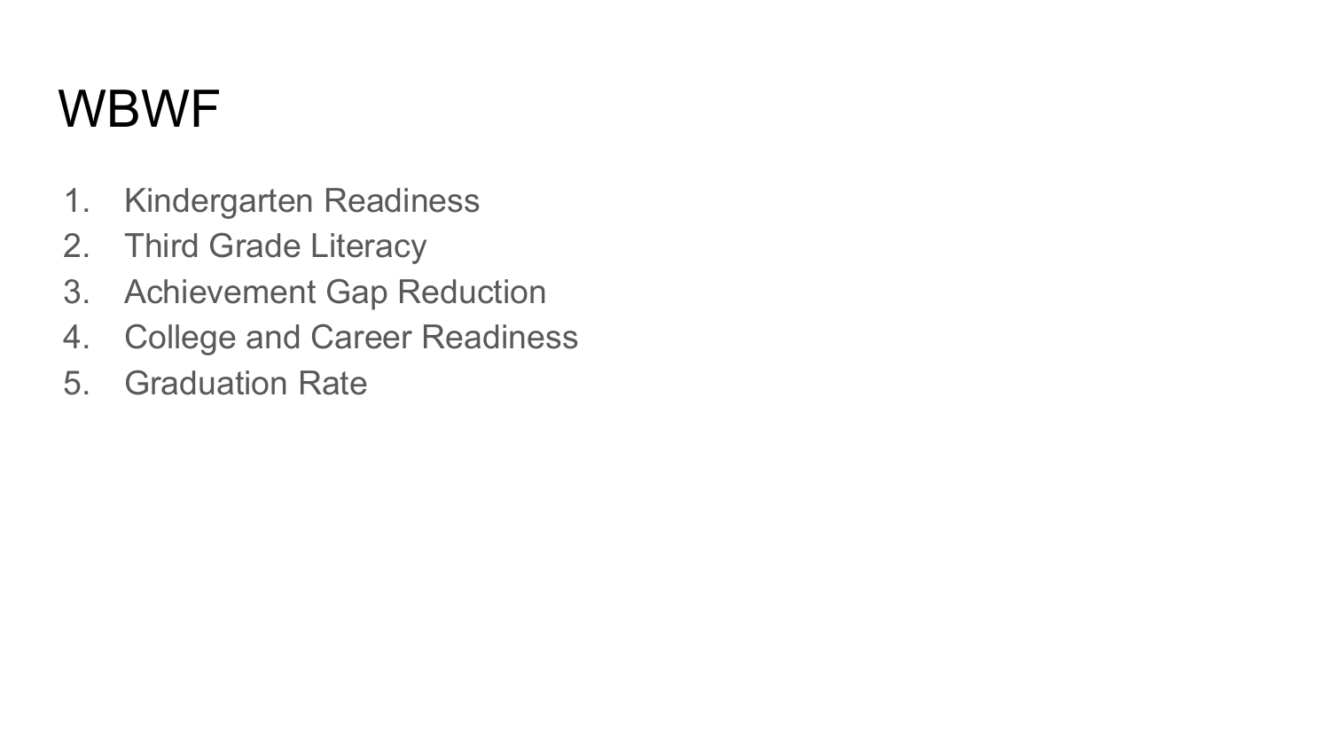# WBWF

1. Kindergarten Readiness
2. Third Grade Literacy
3. Achievement Gap Reduction
4. College and Career Readiness
5. Graduation Rate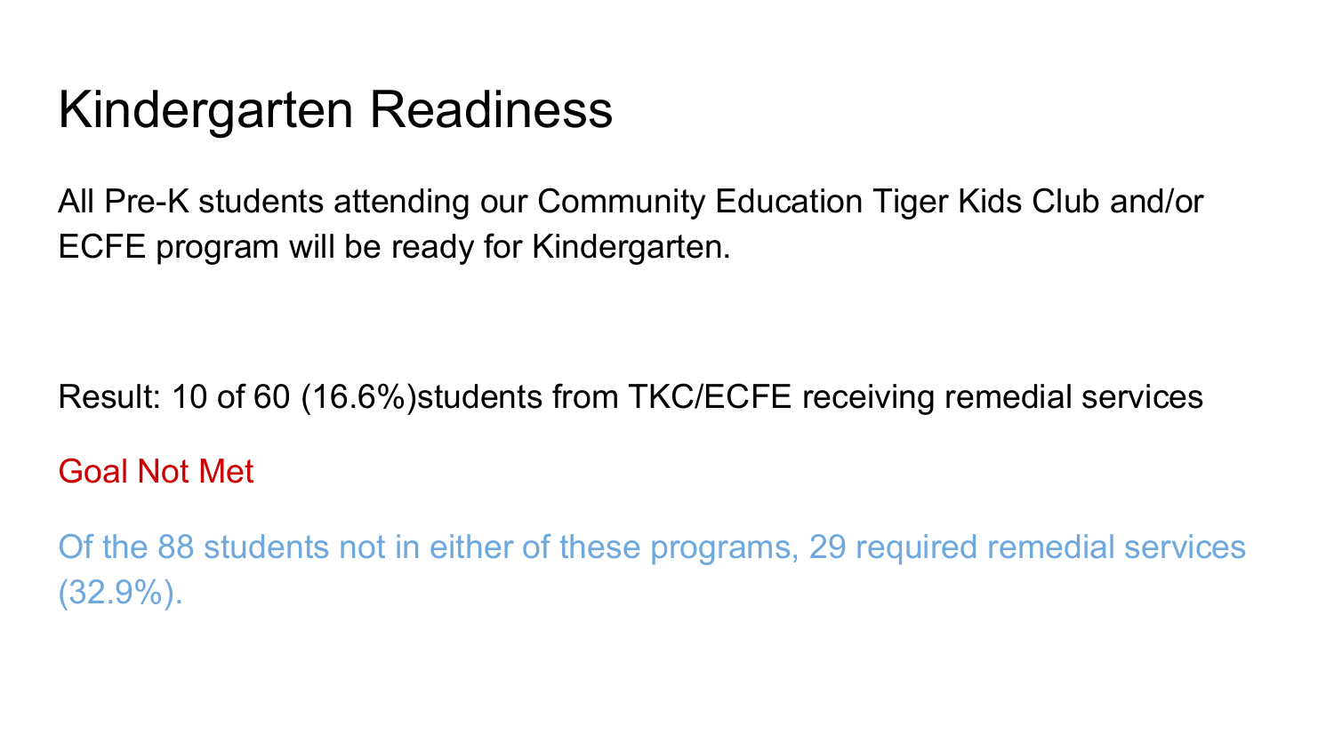# Kindergarten Readiness

All Pre-K students attending our Community Education Tiger Kids Club and/or ECFE program will be ready for Kindergarten.

Result: 10 of 60 (16.6%)students from TKC/ECFE receiving remedial services

Goal Not Met

Of the 88 students not in either of these programs, 29 required remedial services (32.9%).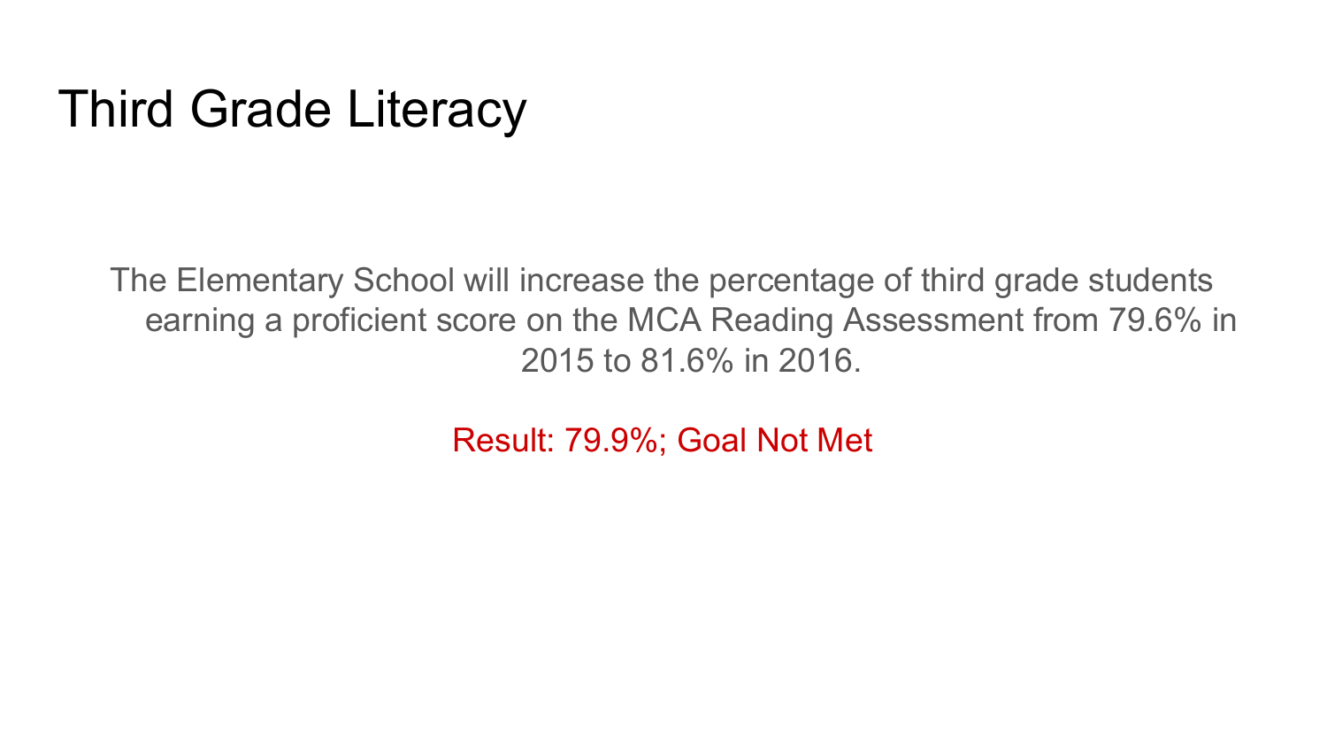# Third Grade Literacy

The Elementary School will increase the percentage of third grade students earning a proficient score on the MCA Reading Assessment from 79.6% in 2015 to 81.6% in 2016.

Result: 79.9%; Goal Not Met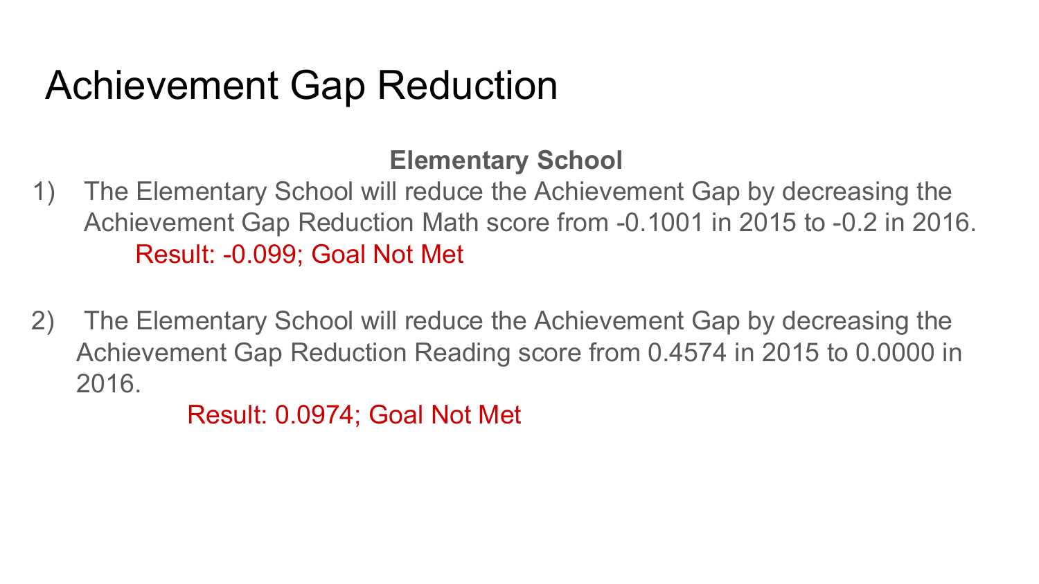# Achievement Gap Reduction

**Elementary School**

1) The Elementary School will reduce the Achievement Gap by decreasing the Achievement Gap Reduction Math score from -0.1001 in 2015 to -0.2 in 2016.

   Result: -0.099; Goal Not Met

2) The Elementary School will reduce the Achievement Gap by decreasing the Achievement Gap Reduction Reading score from 0.4574 in 2015 to 0.0000 in 2016.

   Result: 0.0974; Goal Not Met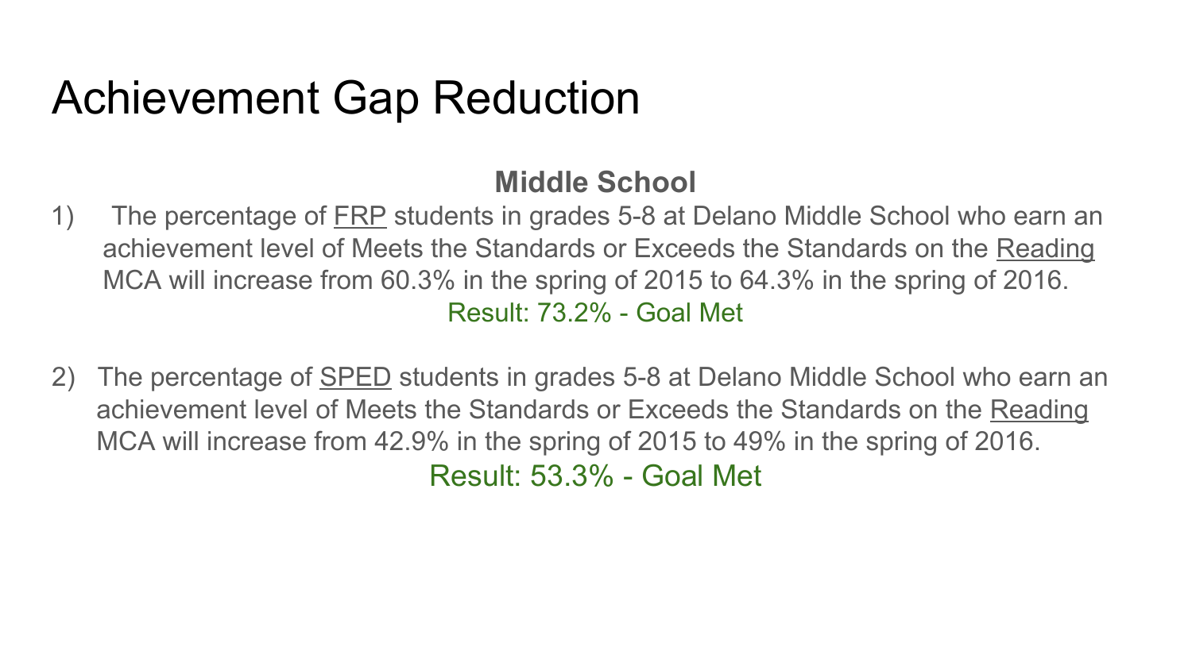# Achievement Gap Reduction

**Middle School**

1) The percentage of FRP students in grades 5-8 at Delano Middle School who earn an achievement level of Meets the Standards or Exceeds the Standards on the Reading MCA will increase from 60.3% in the spring of 2015 to 64.3% in the spring of 2016.
   Result: 73.2% - Goal Met

2) The percentage of SPED students in grades 5-8 at Delano Middle School who earn an achievement level of Meets the Standards or Exceeds the Standards on the Reading MCA will increase from 42.9% in the spring of 2015 to 49% in the spring of 2016.
   Result: 53.3% - Goal Met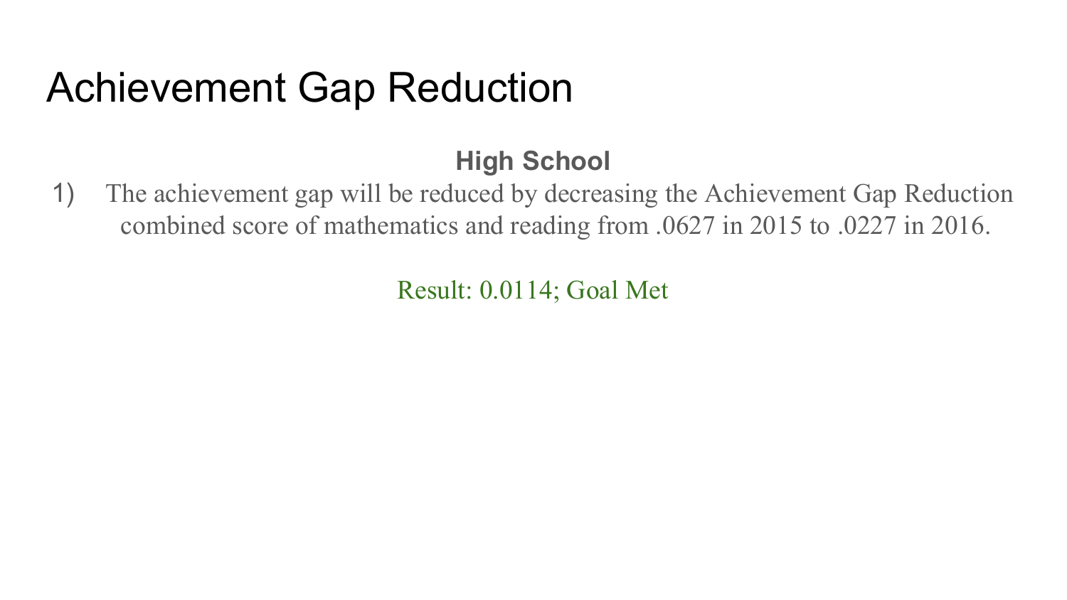# Achievement Gap Reduction

**High School**

1) The achievement gap will be reduced by decreasing the Achievement Gap Reduction combined score of mathematics and reading from .0627 in 2015 to .0227 in 2016.

Result: 0.0114; Goal Met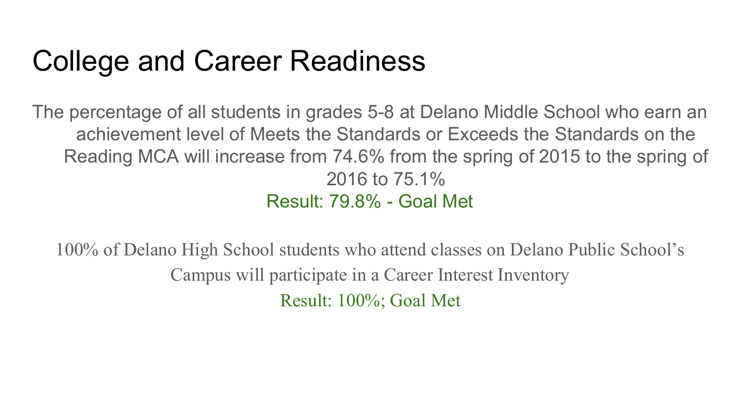# College and Career Readiness

The percentage of all students in grades 5-8 at Delano Middle School who earn an achievement level of Meets the Standards or Exceeds the Standards on the Reading MCA will increase from 74.6% from the spring of 2015 to the spring of 2016 to 75.1%

Result: 79.8% - Goal Met

100% of Delano High School students who attend classes on Delano Public School's Campus will participate in a Career Interest Inventory

Result: 100%; Goal Met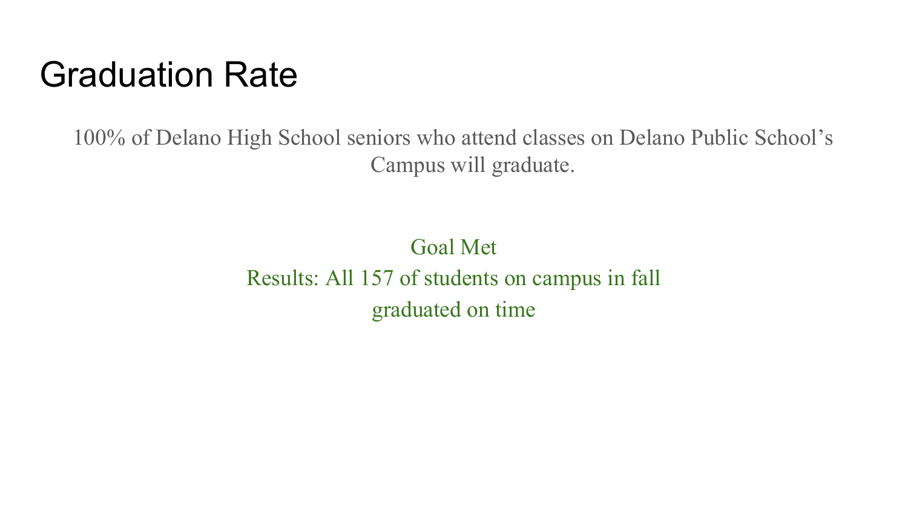# Graduation Rate

100% of Delano High School seniors who attend classes on Delano Public School's Campus will graduate.

Goal Met

Results: All 157 of students on campus in fall graduated on time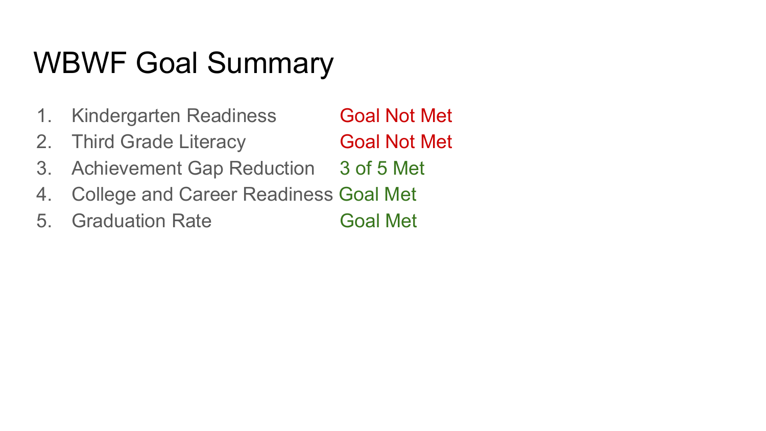# WBWF Goal Summary

1. Kindergarten Readiness Goal Not Met
2. Third Grade Literacy Goal Not Met
3. Achievement Gap Reduction 3 of 5 Met
4. College and Career Readiness Goal Met
5. Graduation Rate Goal Met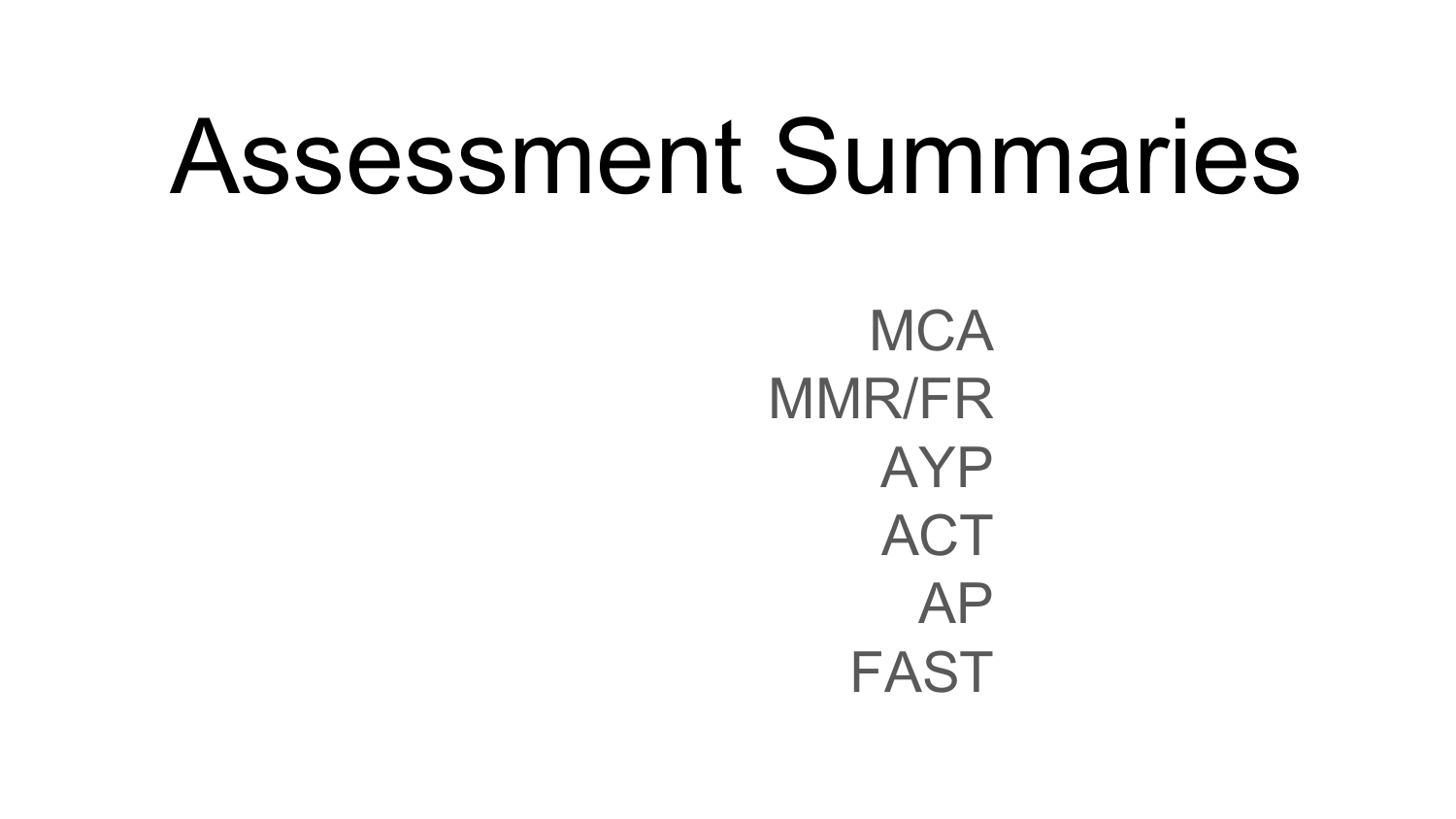# Assessment Summaries

MCA
MMR/FR
AYP
ACT
AP
FAST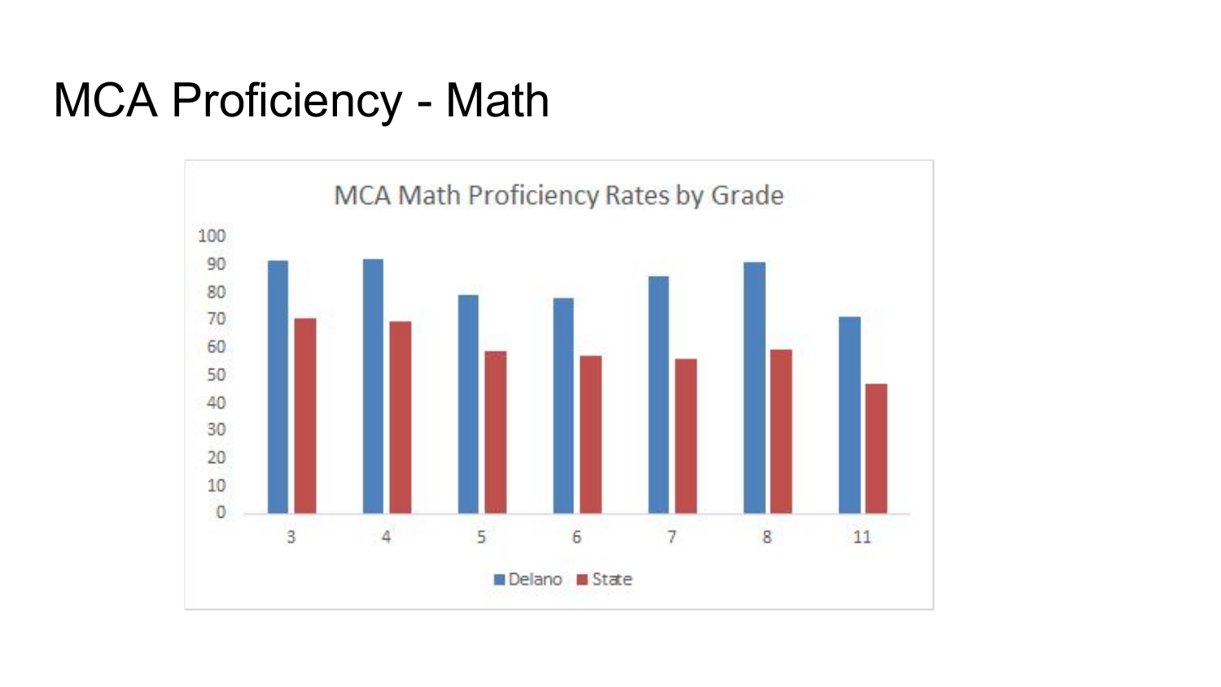# MCA Proficiency - Math

MCA Math Proficiency Rates by Grade

100
90
80
70
60
50
40
30
20
10
0

3 4 5 6 7 8 11

Delano State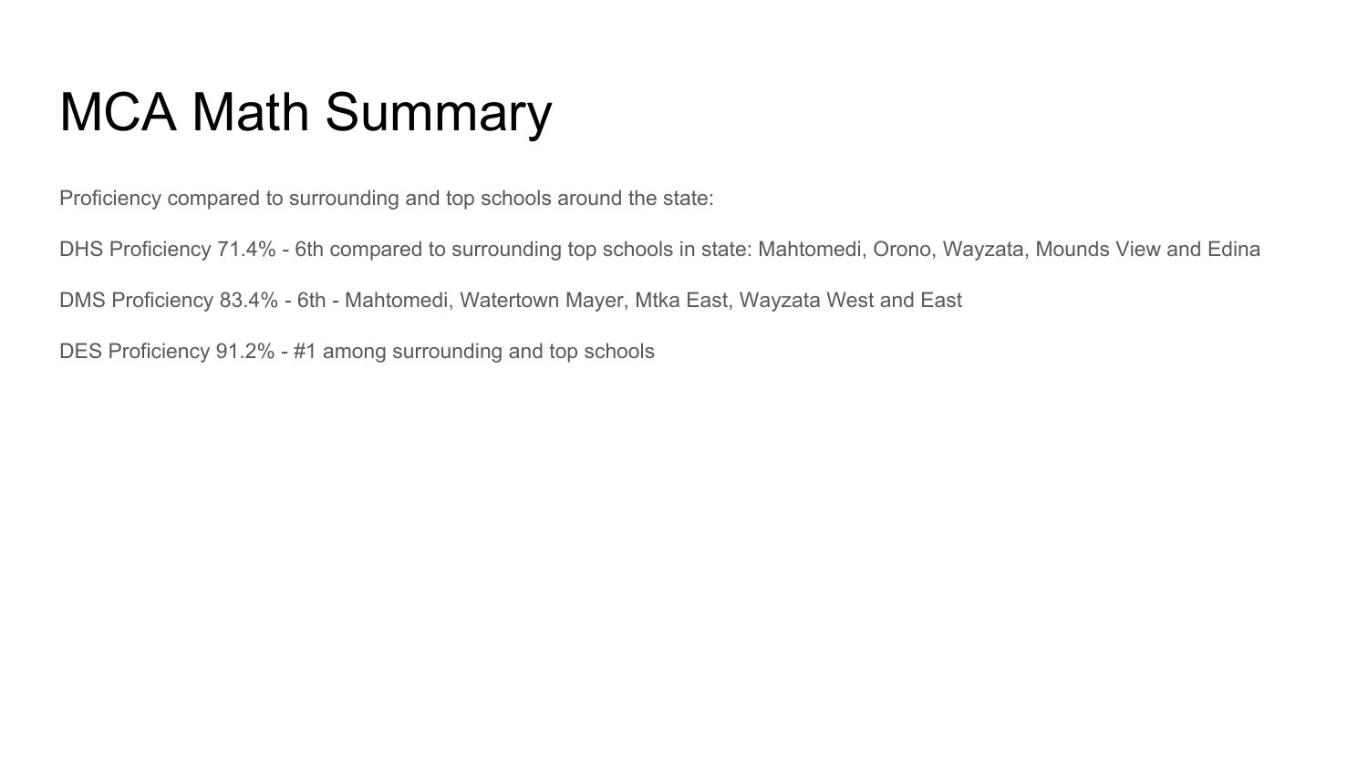# MCA Math Summary

Proficiency compared to surrounding and top schools around the state:

DHS Proficiency 71.4% - 6th compared to surrounding top schools in state: Mahtomedi, Orono, Wayzata, Mounds View and Edina

DMS Proficiency 83.4% - 6th - Mahtomedi, Watertown Mayer, Mtka East, Wayzata West and East

DES Proficiency 91.2% - #1 among surrounding and top schools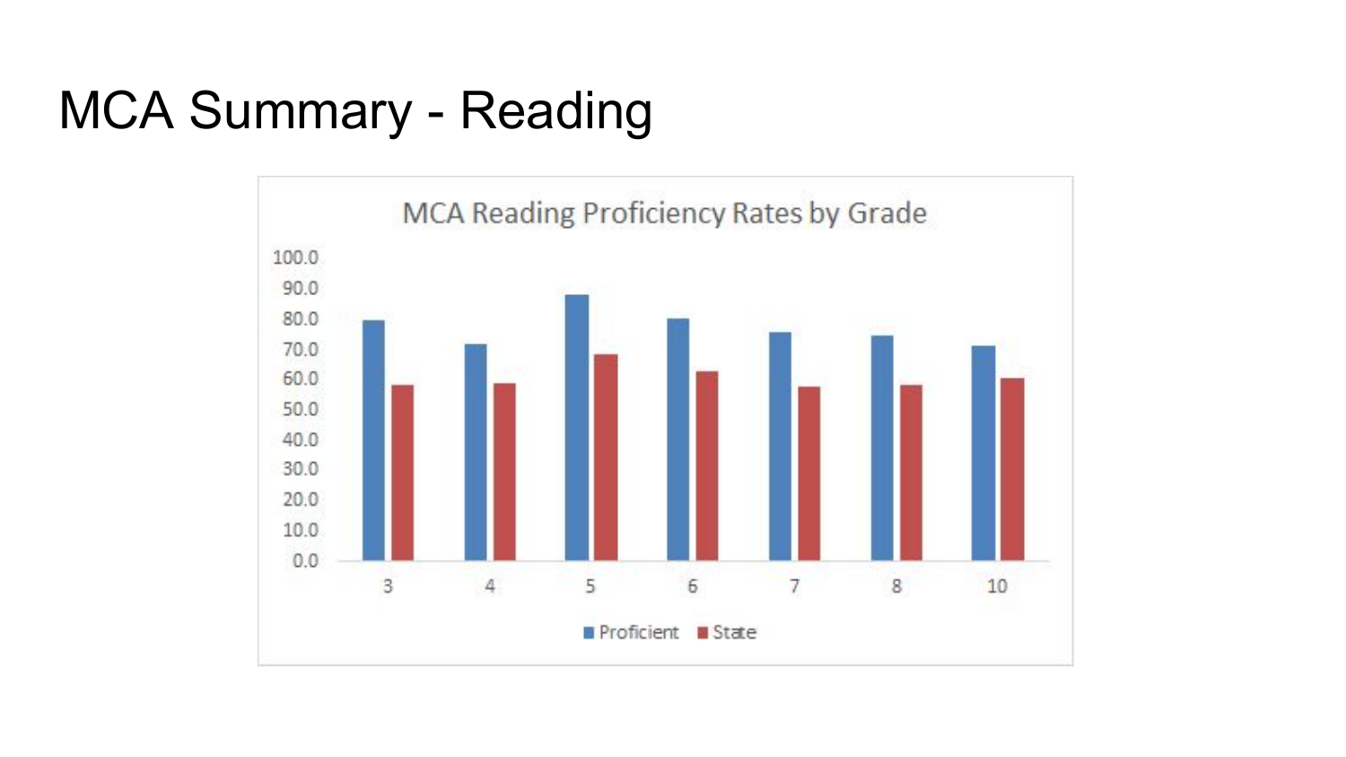# MCA Summary - Reading

**MCA Reading Proficiency Rates by Grade**

| Grade | Proficient | State |
|---|---|---|
| 3 | | |
| 4 | | |
| 5 | | |
| 6 | | |
| 7 | | |
| 8 | | |
| 10 | | |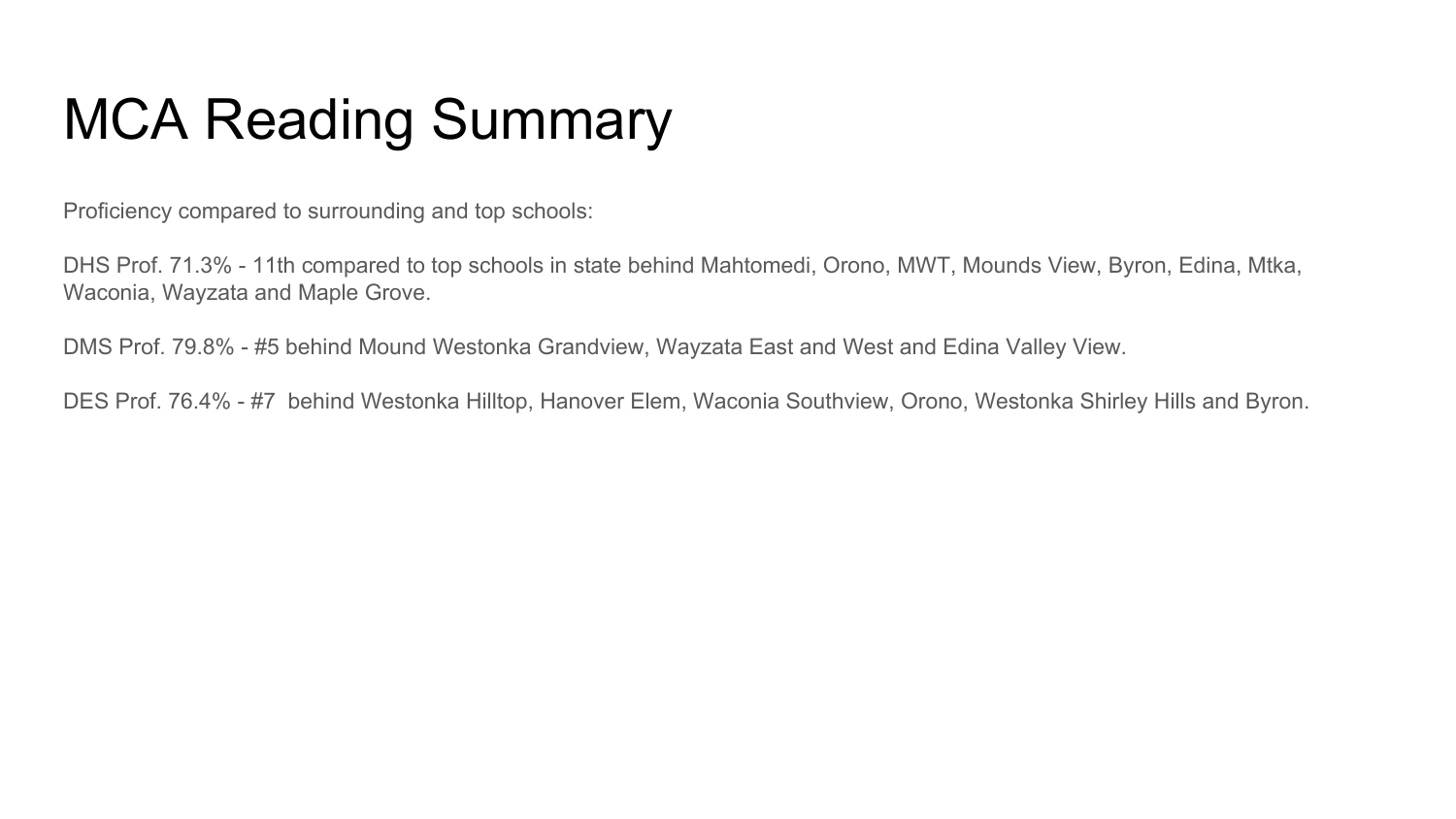# MCA Reading Summary

Proficiency compared to surrounding and top schools:

DHS Prof. 71.3% - 11th compared to top schools in state behind Mahtomedi, Orono, MWT, Mounds View, Byron, Edina, Mtka, Waconia, Wayzata and Maple Grove.

DMS Prof. 79.8% - #5 behind Mound Westonka Grandview, Wayzata East and West and Edina Valley View.

DES Prof. 76.4% - #7  behind Westonka Hilltop, Hanover Elem, Waconia Southview, Orono, Westonka Shirley Hills and Byron.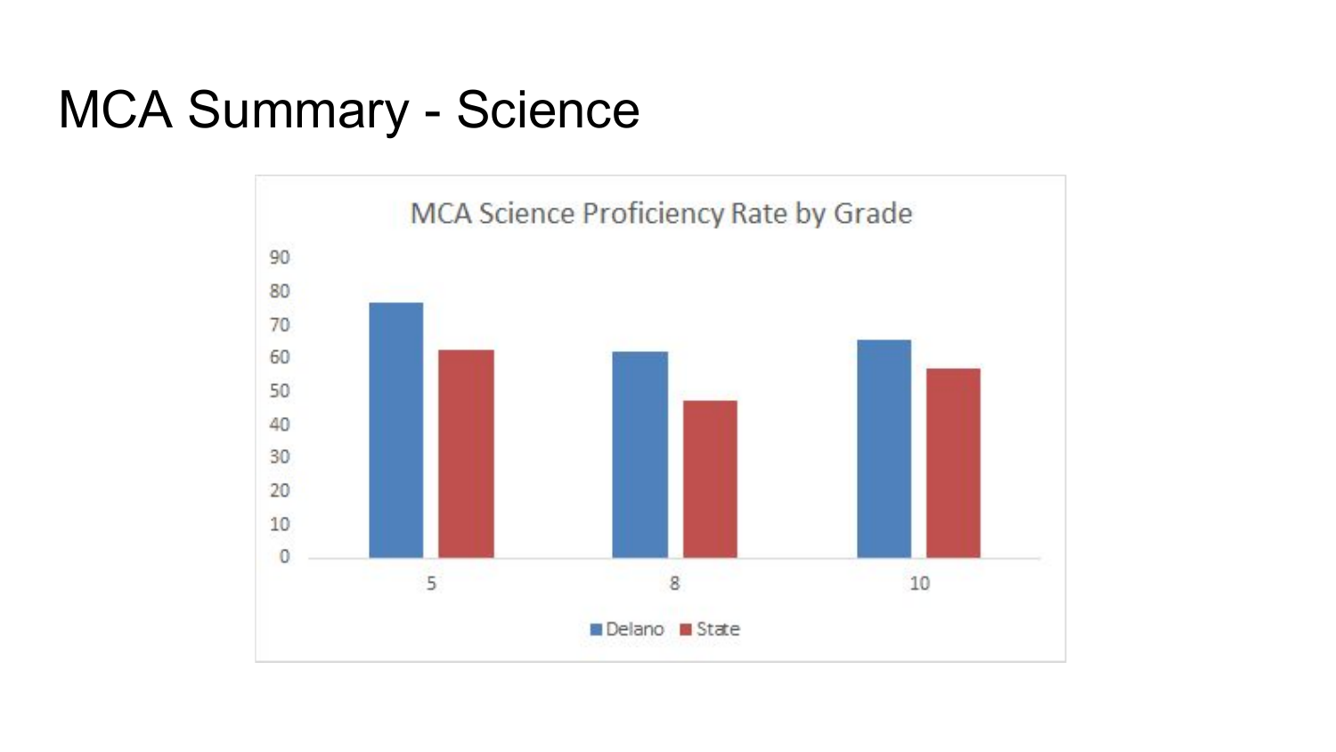# MCA Summary - Science

MCA Science Proficiency Rate by Grade

90
80
70
60
50
40
30
20
10
0

5 8 10

Delano State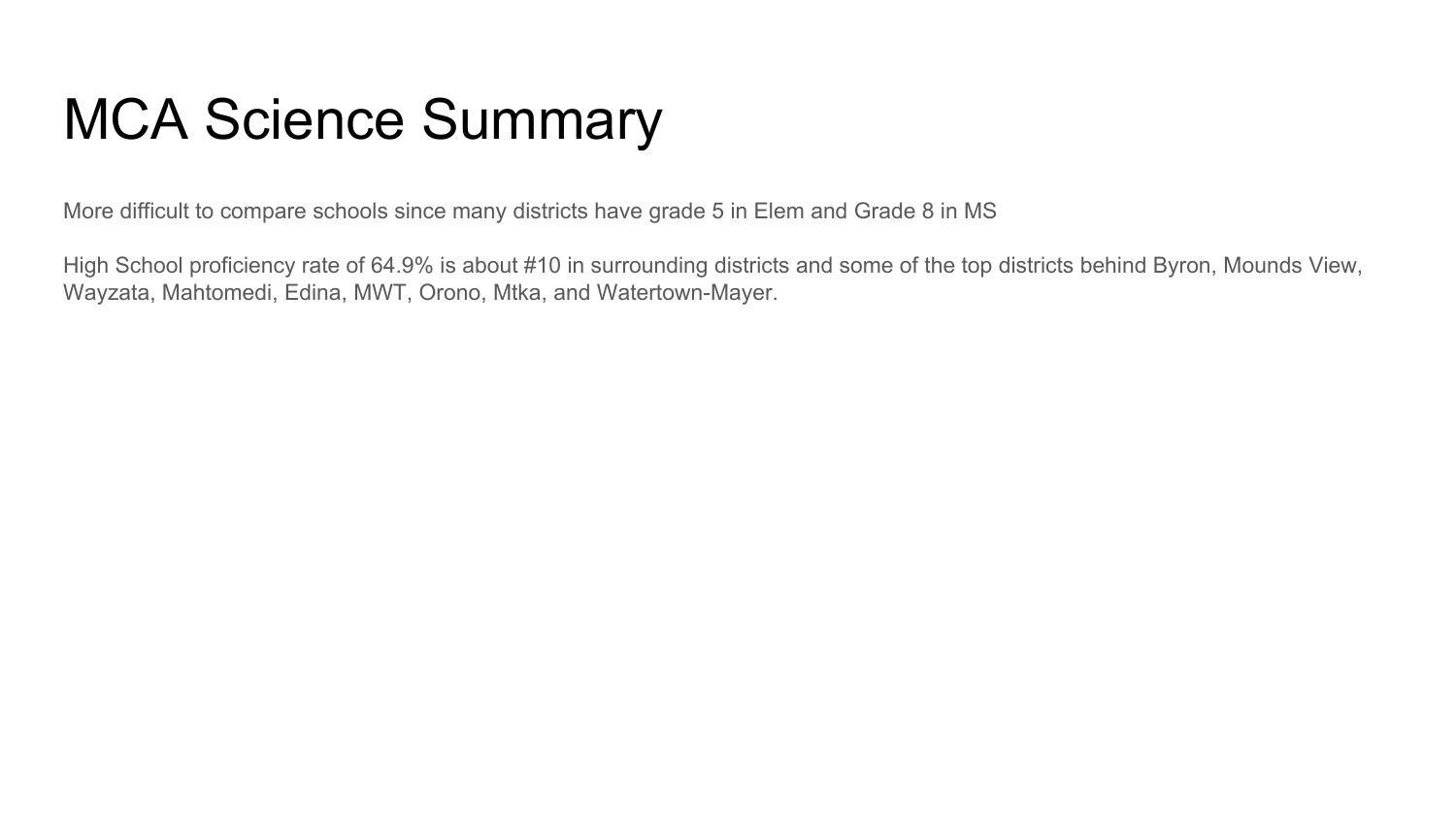# MCA Science Summary

More difficult to compare schools since many districts have grade 5 in Elem and Grade 8 in MS

High School proficiency rate of 64.9% is about #10 in surrounding districts and some of the top districts behind Byron, Mounds View, Wayzata, Mahtomedi, Edina, MWT, Orono, Mtka, and Watertown-Mayer.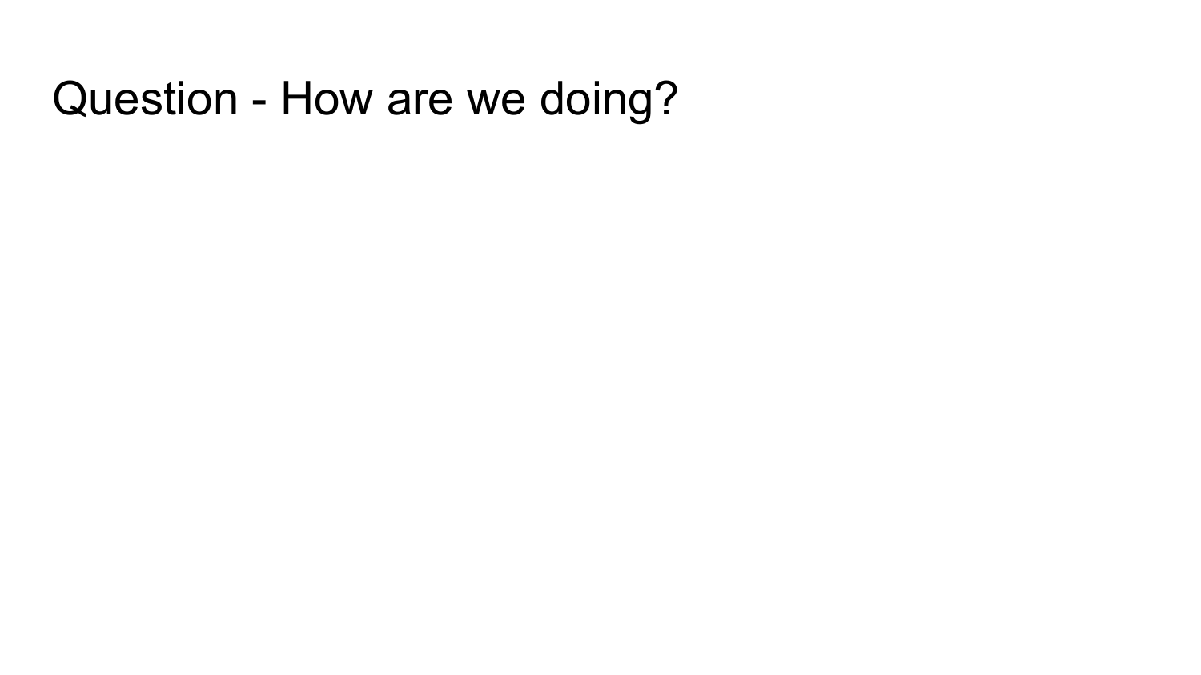# Question - How are we doing?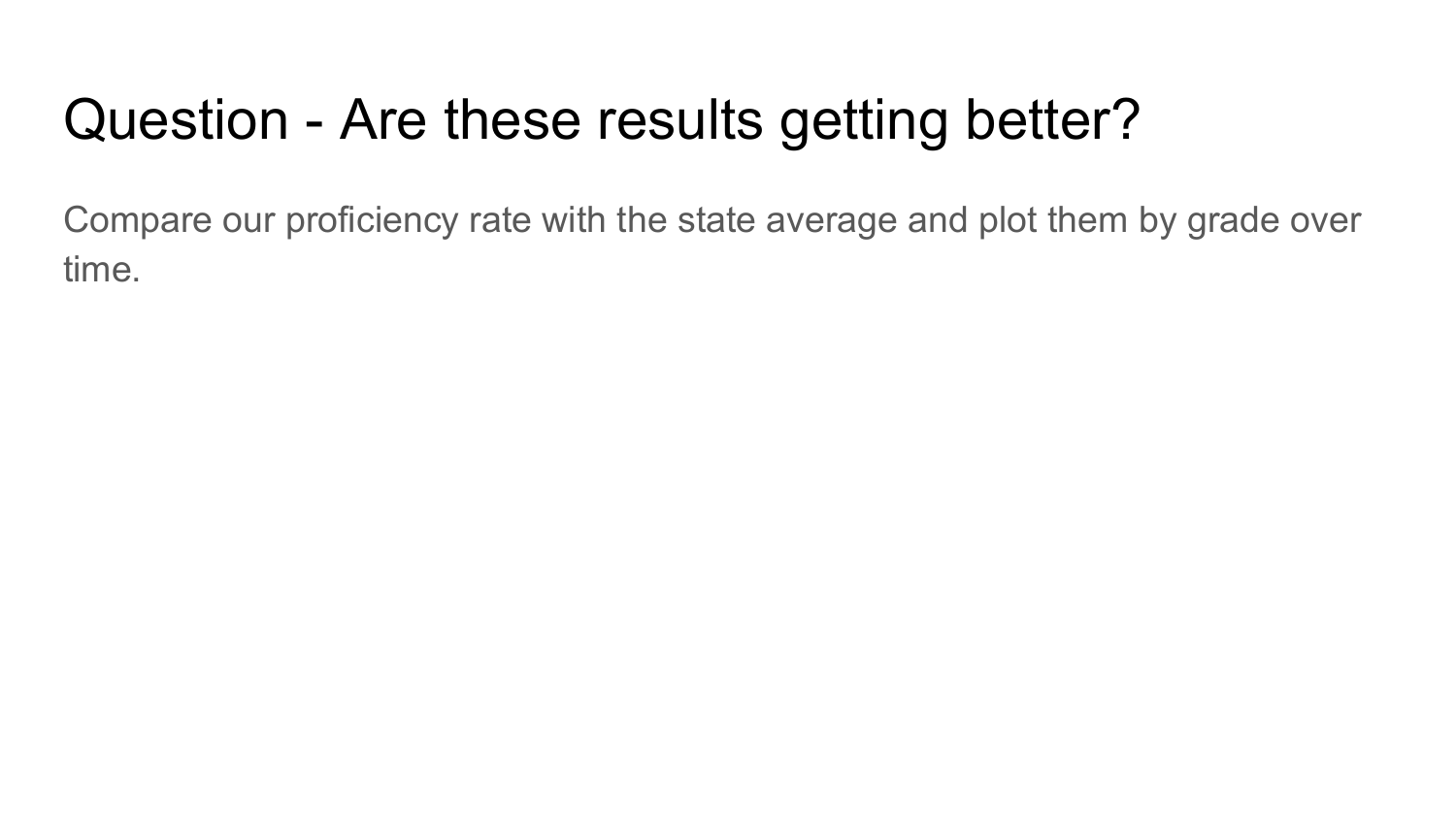# Question - Are these results getting better?

Compare our proficiency rate with the state average and plot them by grade over time.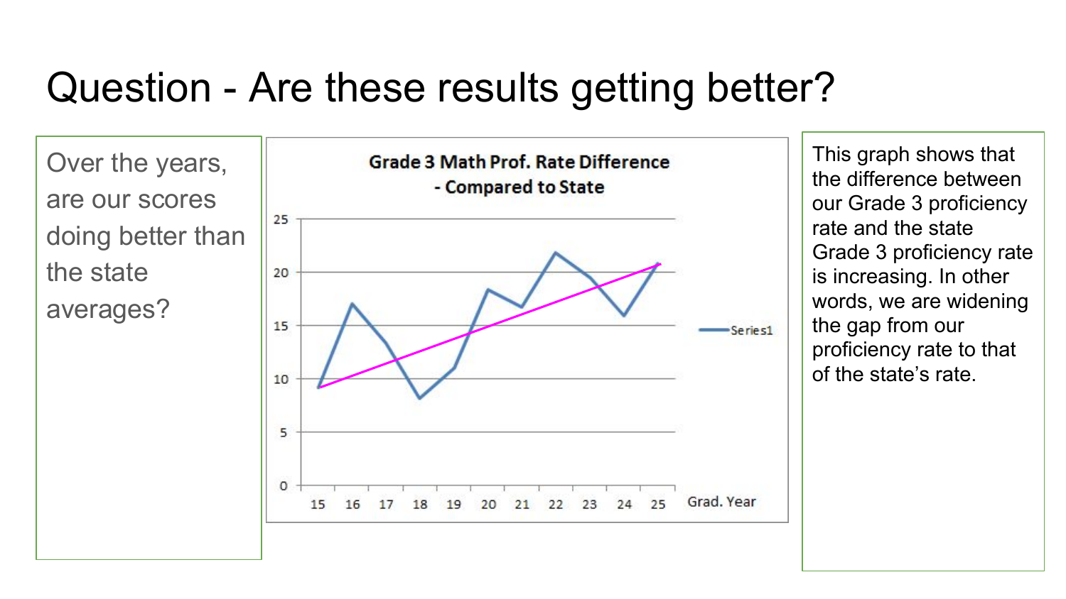# Question - Are these results getting better?

Over the years, are our scores doing better than the state averages?

**Grade 3 Math Prof. Rate Difference - Compared to State**

This graph shows that the difference between our Grade 3 proficiency rate and the state Grade 3 proficiency rate is increasing. In other words, we are widening the gap from our proficiency rate to that of the state's rate.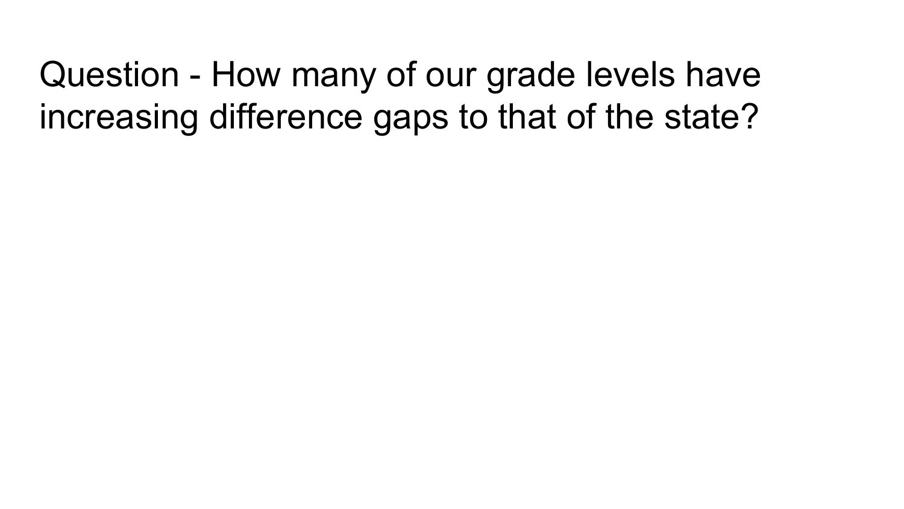Question - How many of our grade levels have increasing difference gaps to that of the state?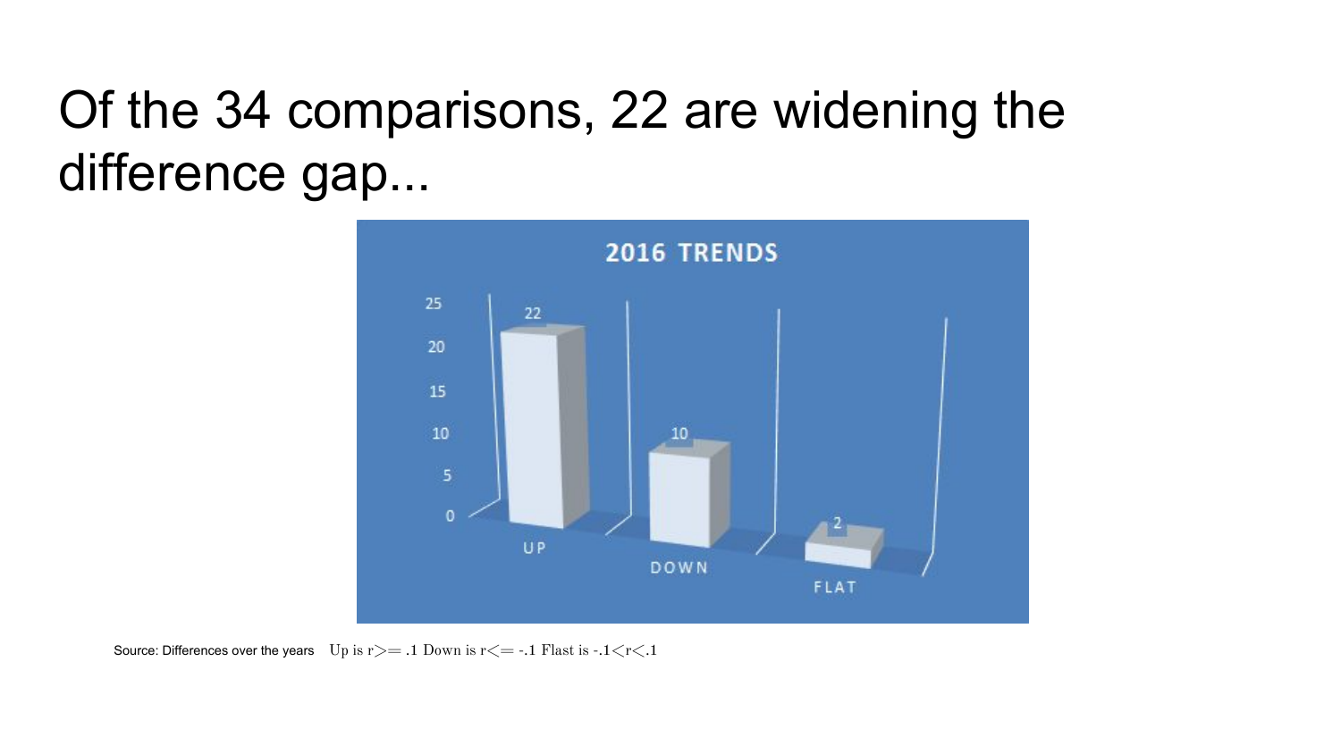# Of the 34 comparisons, 22 are widening the difference gap...

**2016 TRENDS**

| Trend | Count |
|---|---|
| UP | 22 |
| DOWN | 10 |
| FLAT | 2 |

Source: Differences over the years   Up is $r >= .1$ Down is $r <= -.1$ Flast is $-.1 < r < .1$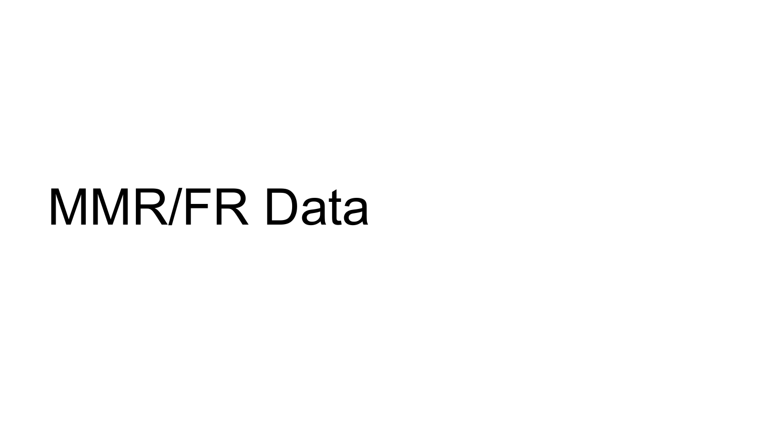# MMR/FR Data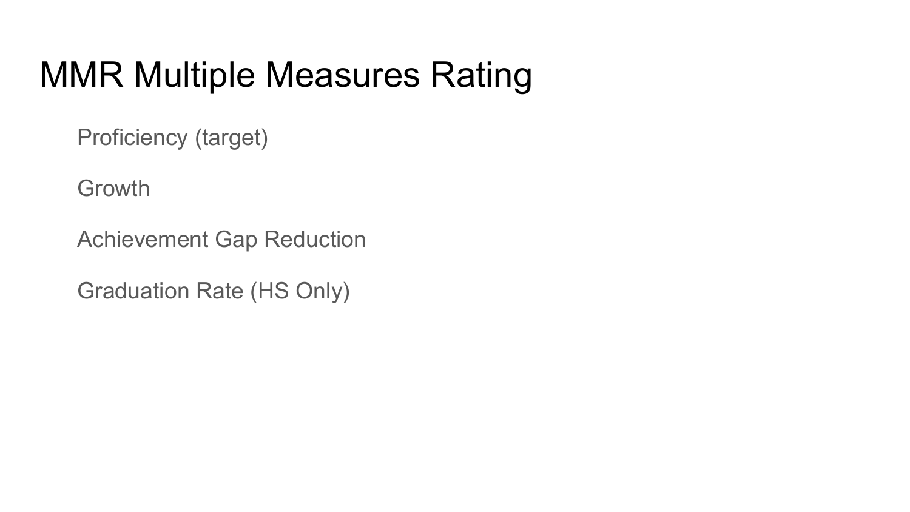# MMR Multiple Measures Rating

Proficiency (target)

Growth

Achievement Gap Reduction

Graduation Rate (HS Only)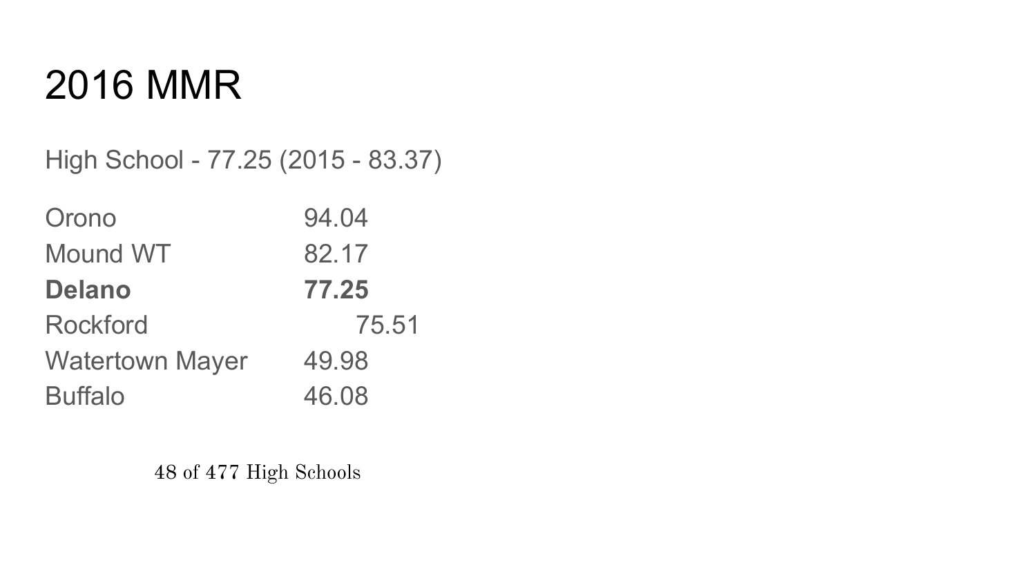# 2016 MMR

High School - 77.25 (2015 - 83.37)

| | |
|---|---|
| Orono | 94.04 |
| Mound WT | 82.17 |
| **Delano** | **77.25** |
| Rockford | 75.51 |
| Watertown Mayer | 49.98 |
| Buffalo | 46.08 |

48 of 477 High Schools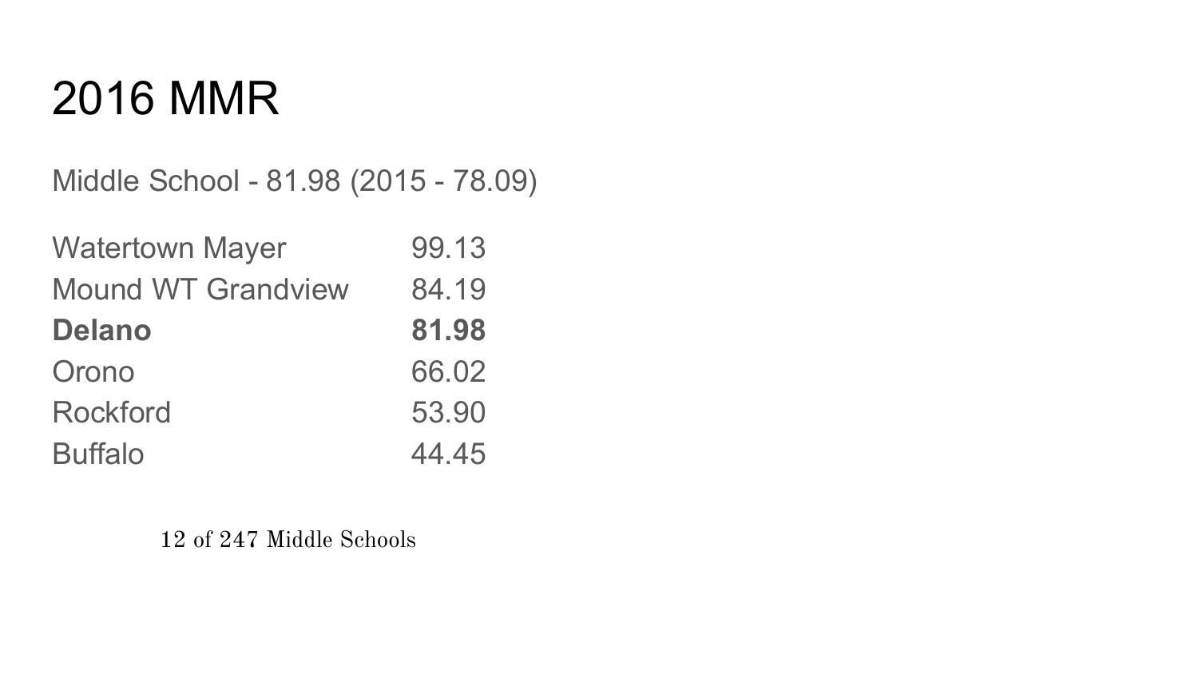# 2016 MMR

Middle School - 81.98 (2015 - 78.09)

| | |
|---|---|
| Watertown Mayer | 99.13 |
| Mound WT Grandview | 84.19 |
| **Delano** | **81.98** |
| Orono | 66.02 |
| Rockford | 53.90 |
| Buffalo | 44.45 |

12 of 247 Middle Schools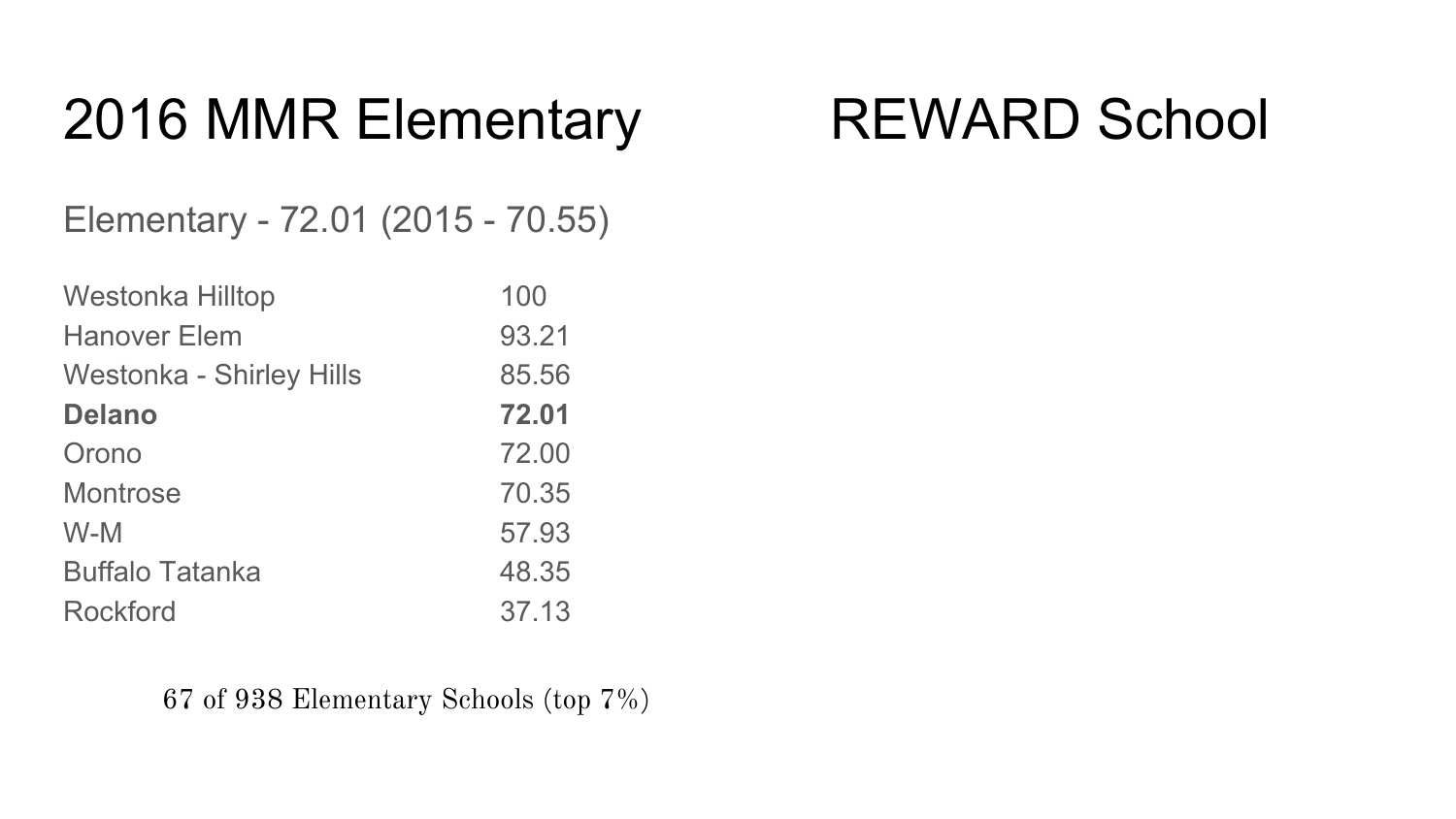# 2016 MMR Elementary

# REWARD School

Elementary - 72.01 (2015 - 70.55)

| | |
|---|---|
| Westonka Hilltop | 100 |
| Hanover Elem | 93.21 |
| Westonka - Shirley Hills | 85.56 |
| **Delano** | **72.01** |
| Orono | 72.00 |
| Montrose | 70.35 |
| W-M | 57.93 |
| Buffalo Tatanka | 48.35 |
| Rockford | 37.13 |

67 of 938 Elementary Schools (top 7%)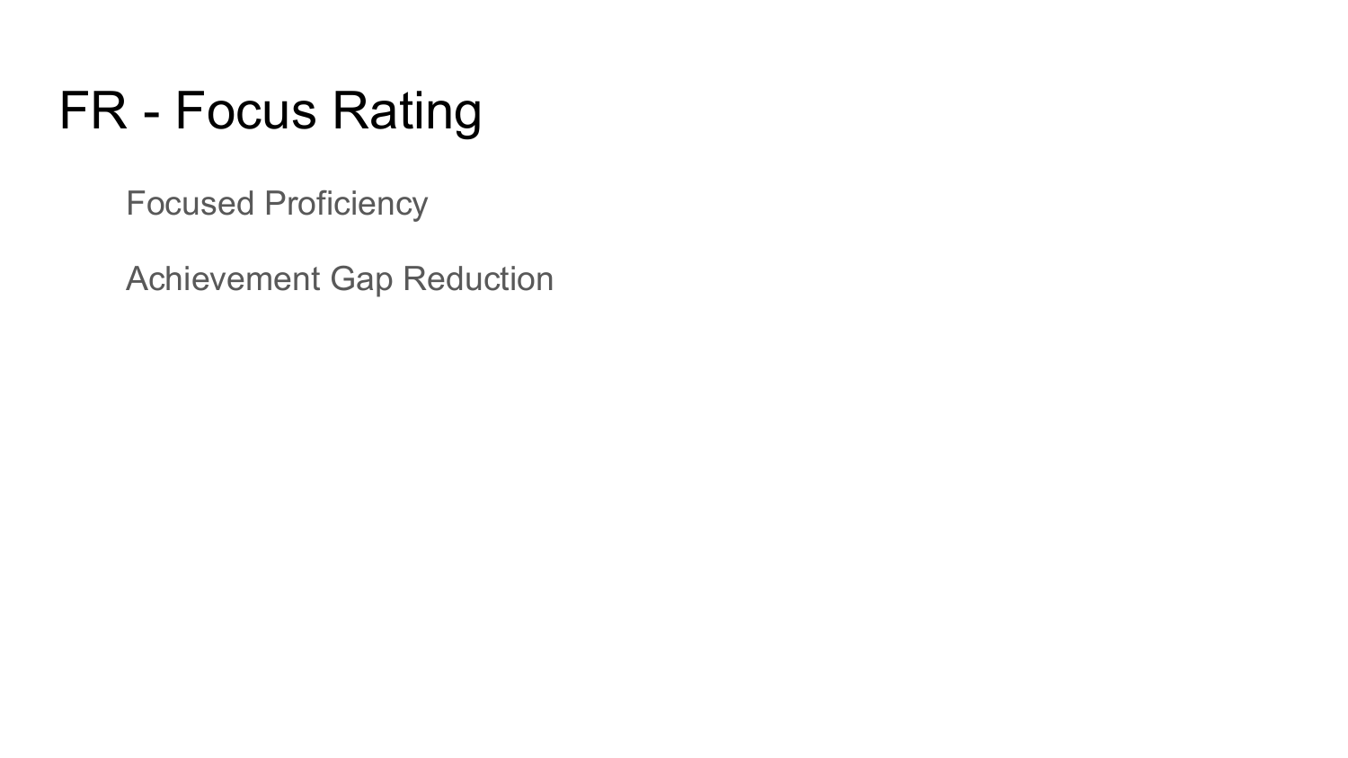# FR - Focus Rating

Focused Proficiency

Achievement Gap Reduction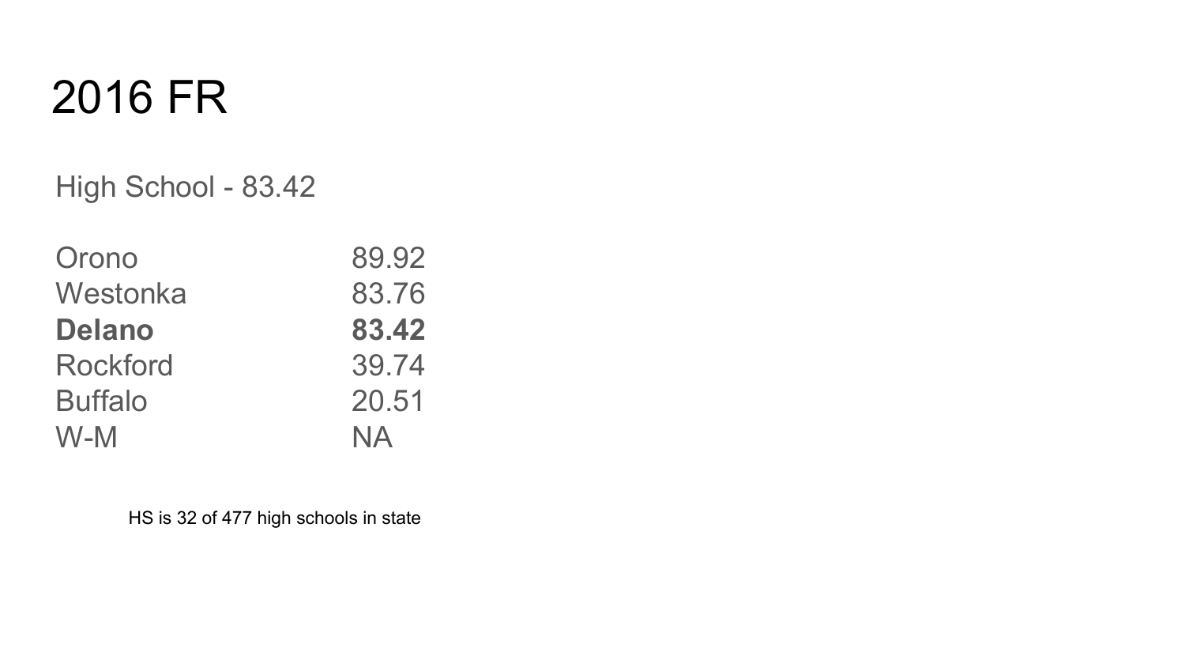# 2016 FR

High School - 83.42

| | |
|---|---|
| Orono | 89.92 |
| Westonka | 83.76 |
| **Delano** | **83.42** |
| Rockford | 39.74 |
| Buffalo | 20.51 |
| W-M | NA |

HS is 32 of 477 high schools in state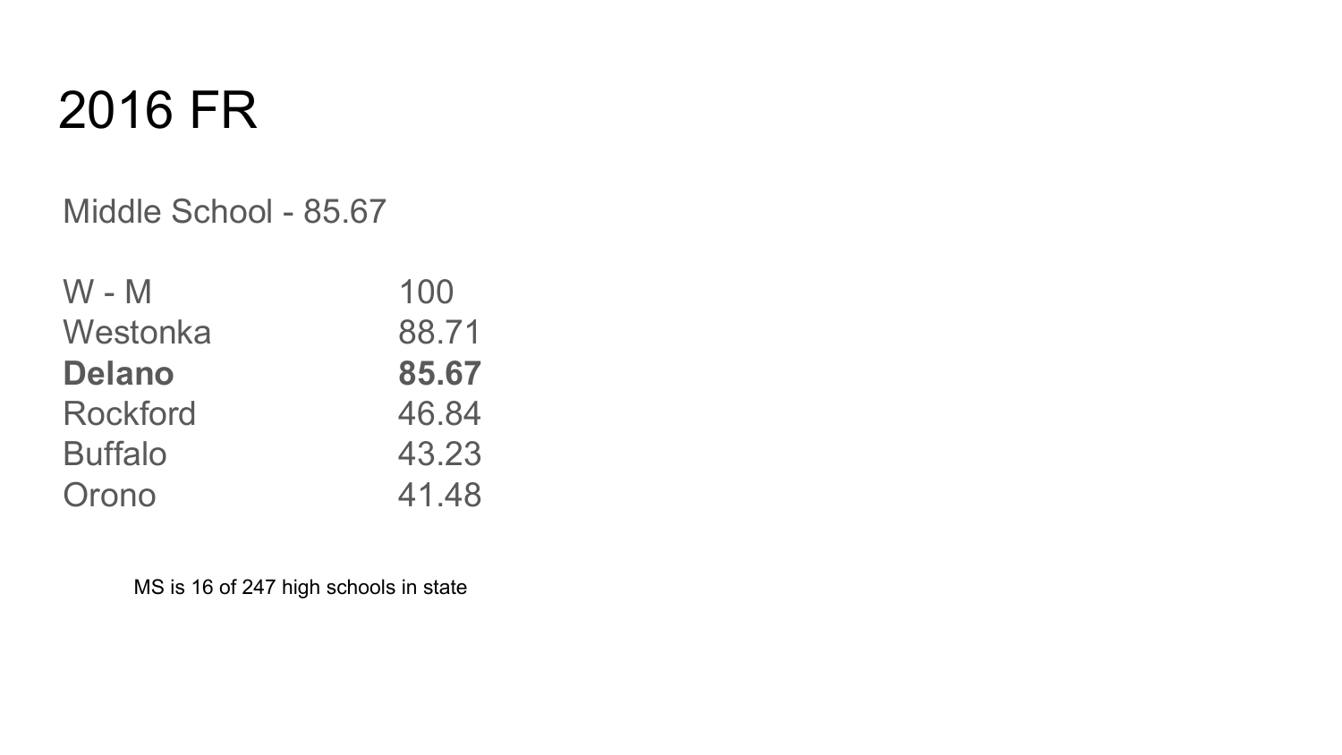# 2016 FR

Middle School - 85.67

| | |
|---|---|
| W - M | 100 |
| Westonka | 88.71 |
| **Delano** | **85.67** |
| Rockford | 46.84 |
| Buffalo | 43.23 |
| Orono | 41.48 |

MS is 16 of 247 high schools in state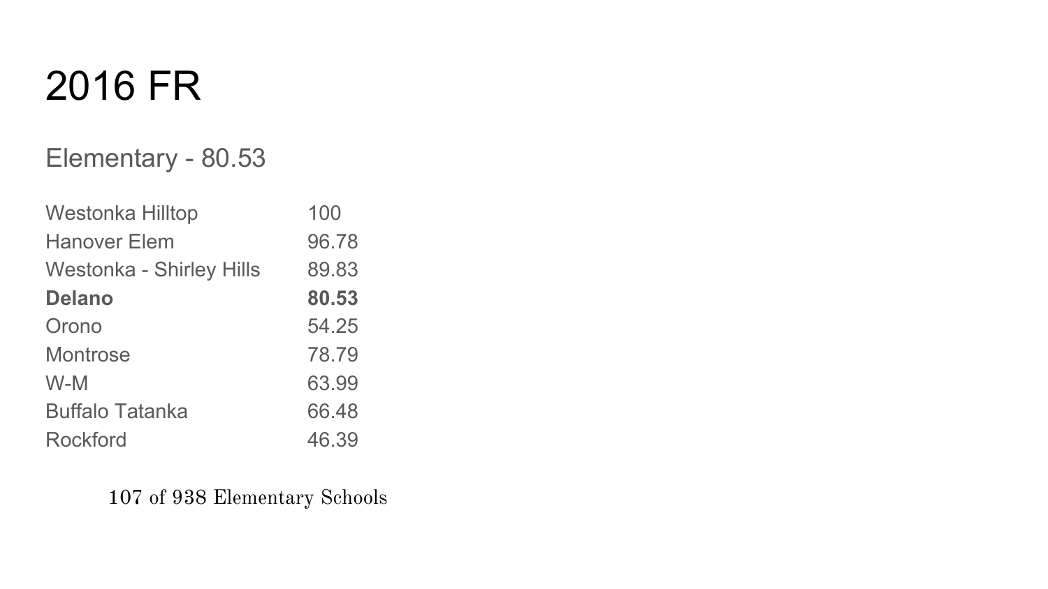# 2016 FR

## Elementary - 80.53

| | |
|---|---|
| Westonka Hilltop | 100 |
| Hanover Elem | 96.78 |
| Westonka - Shirley Hills | 89.83 |
| **Delano** | **80.53** |
| Orono | 54.25 |
| Montrose | 78.79 |
| W-M | 63.99 |
| Buffalo Tatanka | 66.48 |
| Rockford | 46.39 |

107 of 938 Elementary Schools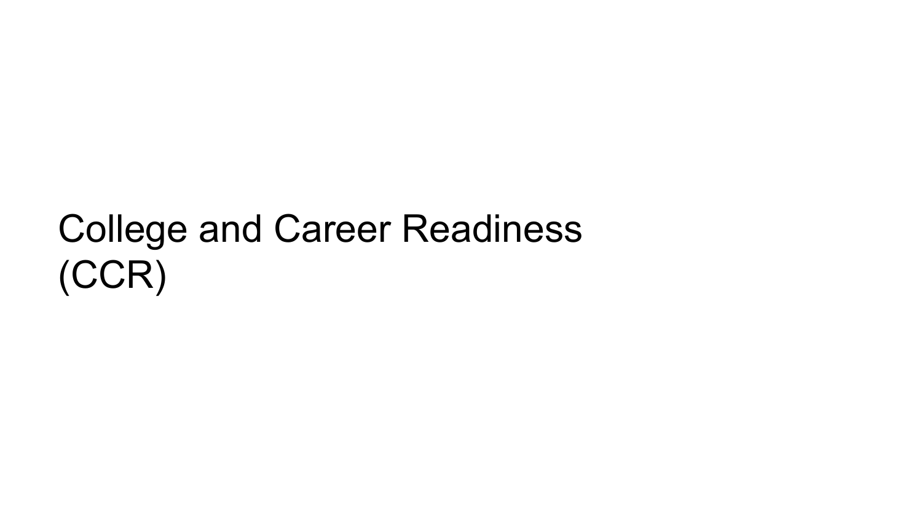# College and Career Readiness (CCR)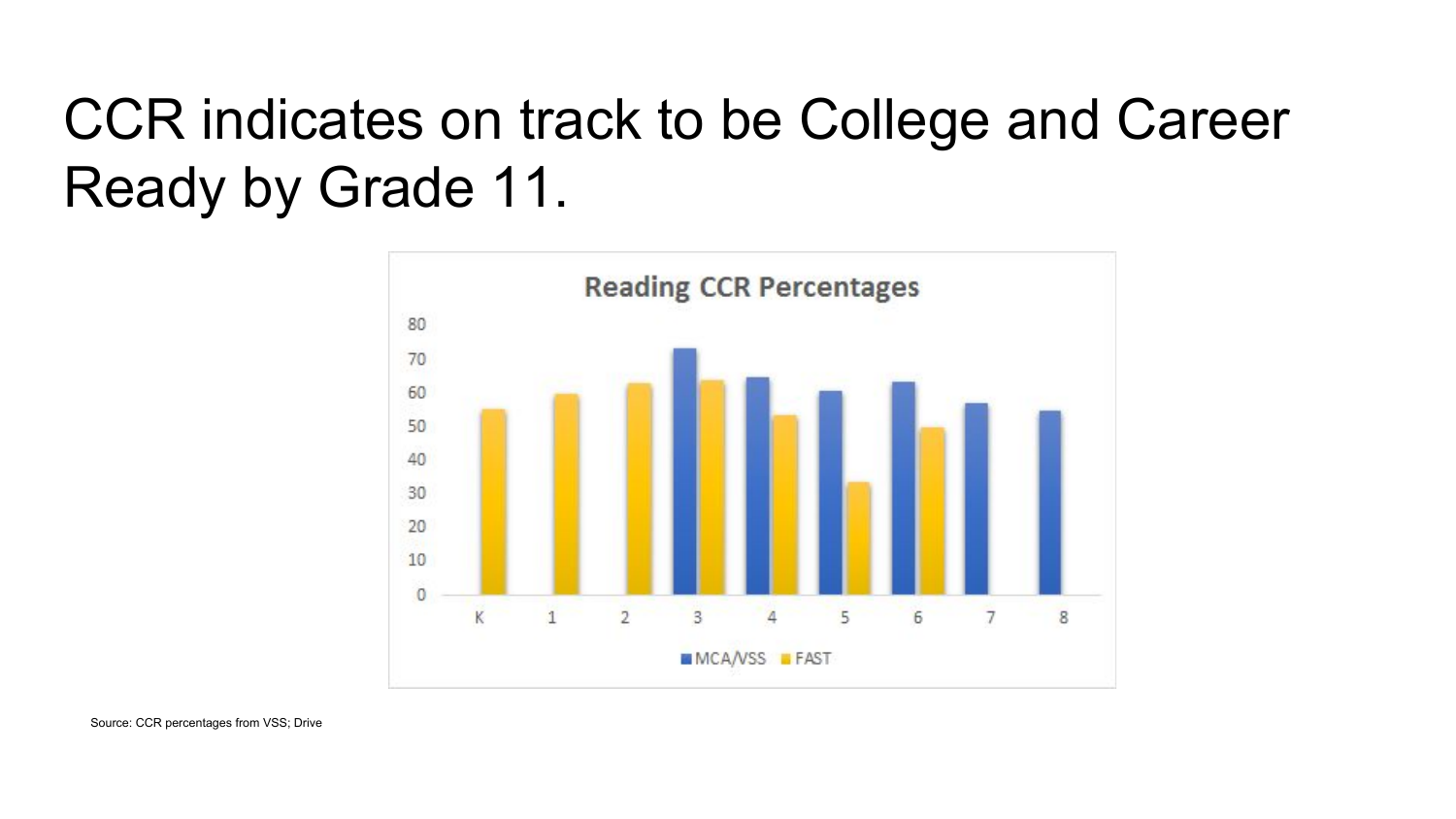# CCR indicates on track to be College and Career Ready by Grade 11.

Source: CCR percentages from VSS; Drive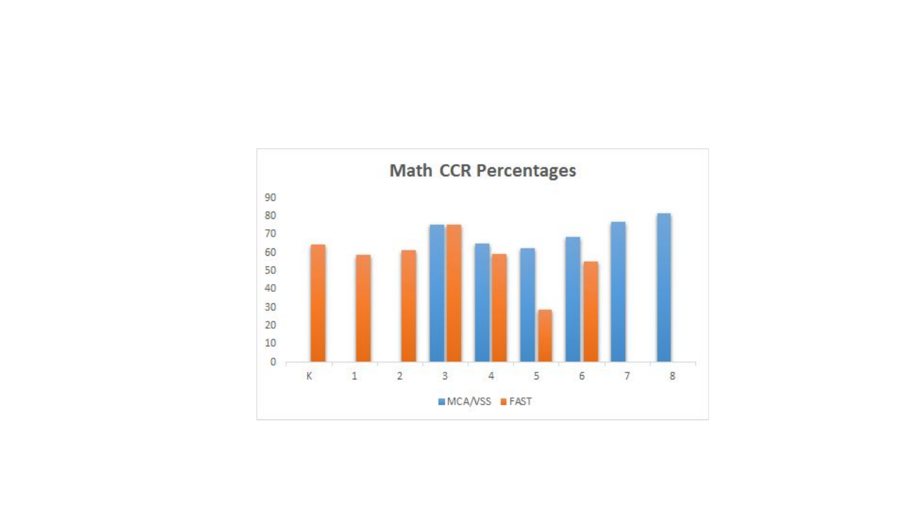## Math CCR Percentages

| Grade | MCA/VSS | FAST |
|---|---|---|
| K | | 64 |
| 1 | | 58 |
| 2 | | 61 |
| 3 | 75 | 75 |
| 4 | 65 | 59 |
| 5 | 62 | 28 |
| 6 | 68 | 55 |
| 7 | 76 | |
| 8 | 81 | |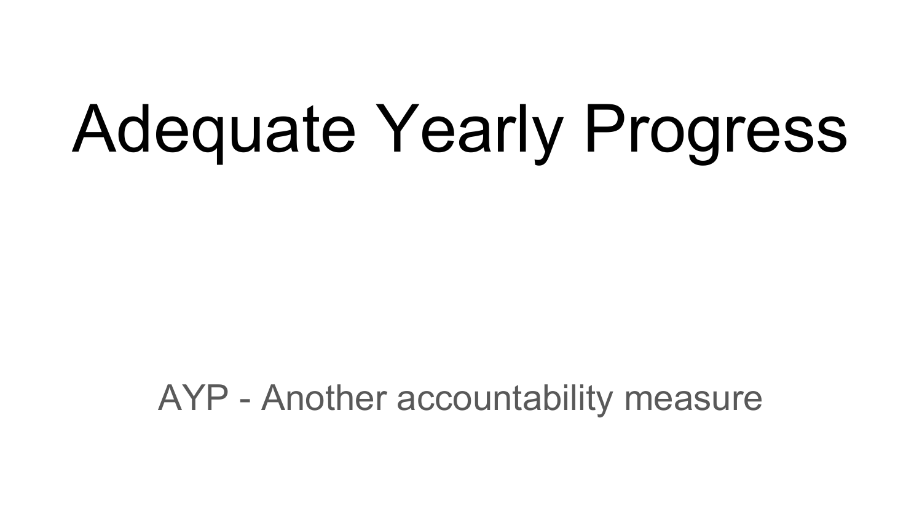# Adequate Yearly Progress

AYP - Another accountability measure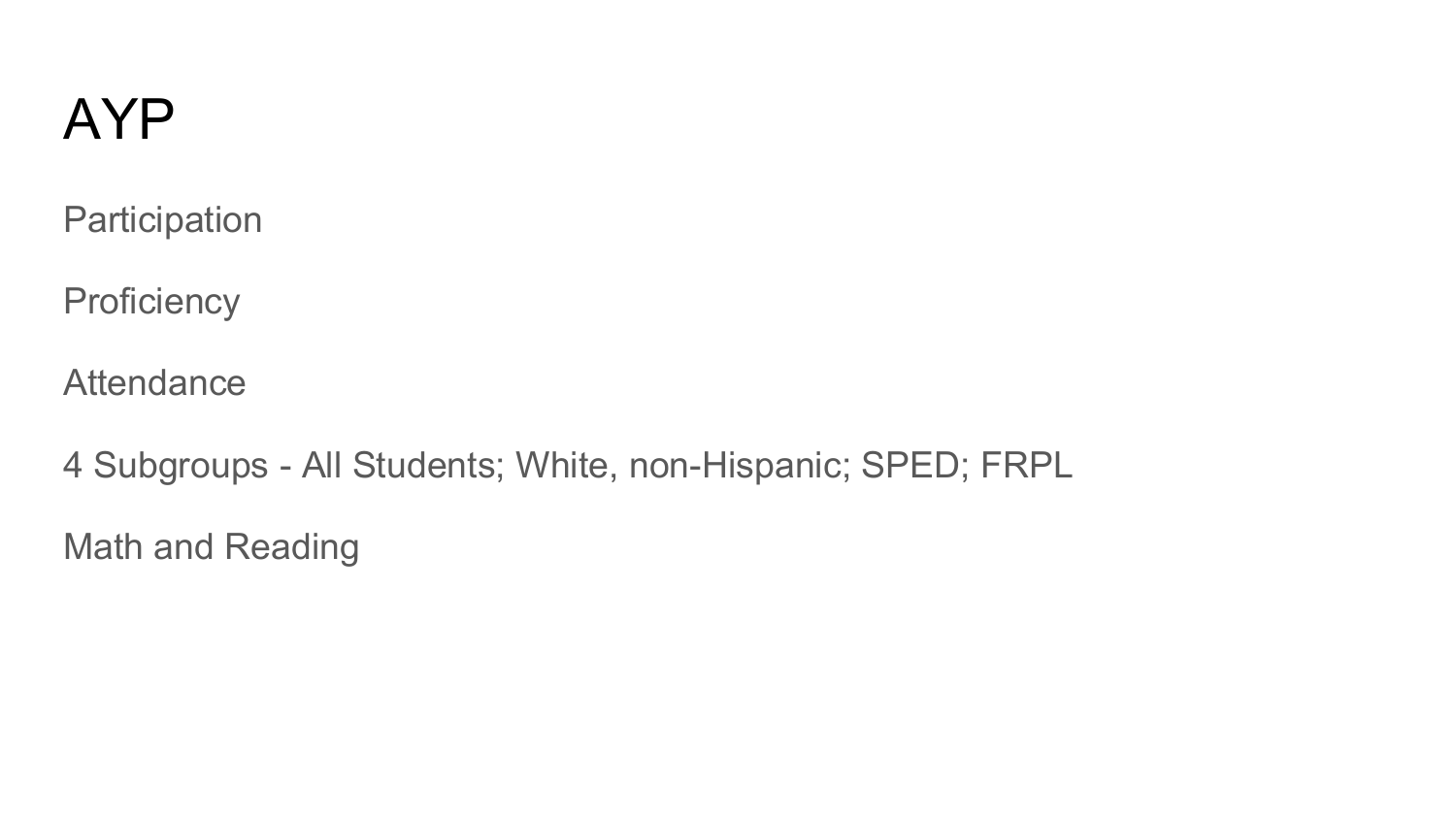# AYP

Participation

Proficiency

Attendance

4 Subgroups - All Students; White, non-Hispanic; SPED; FRPL

Math and Reading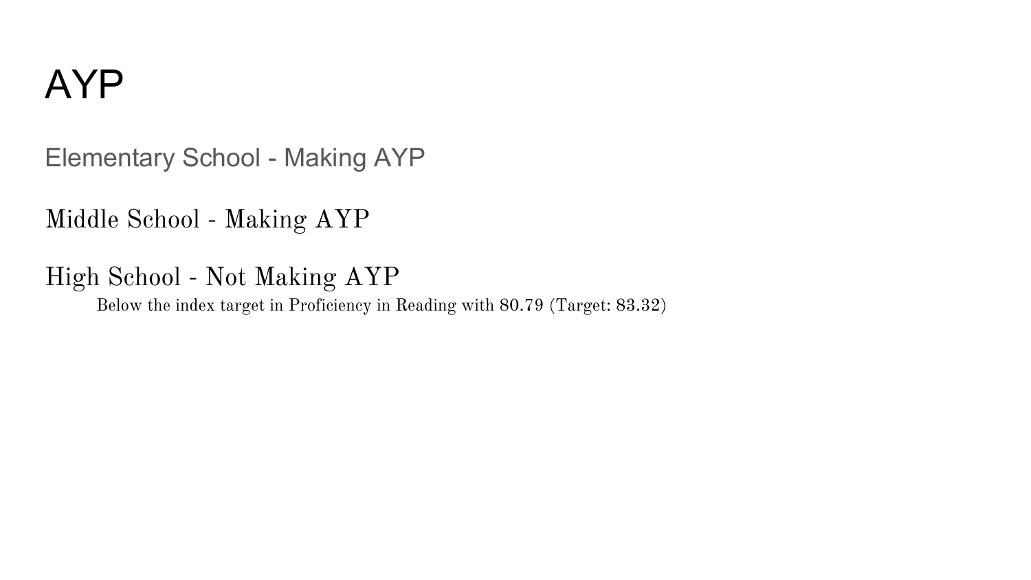# AYP

Elementary School - Making AYP

Middle School - Making AYP

High School - Not Making AYP

Below the index target in Proficiency in Reading with 80.79 (Target: 83.32)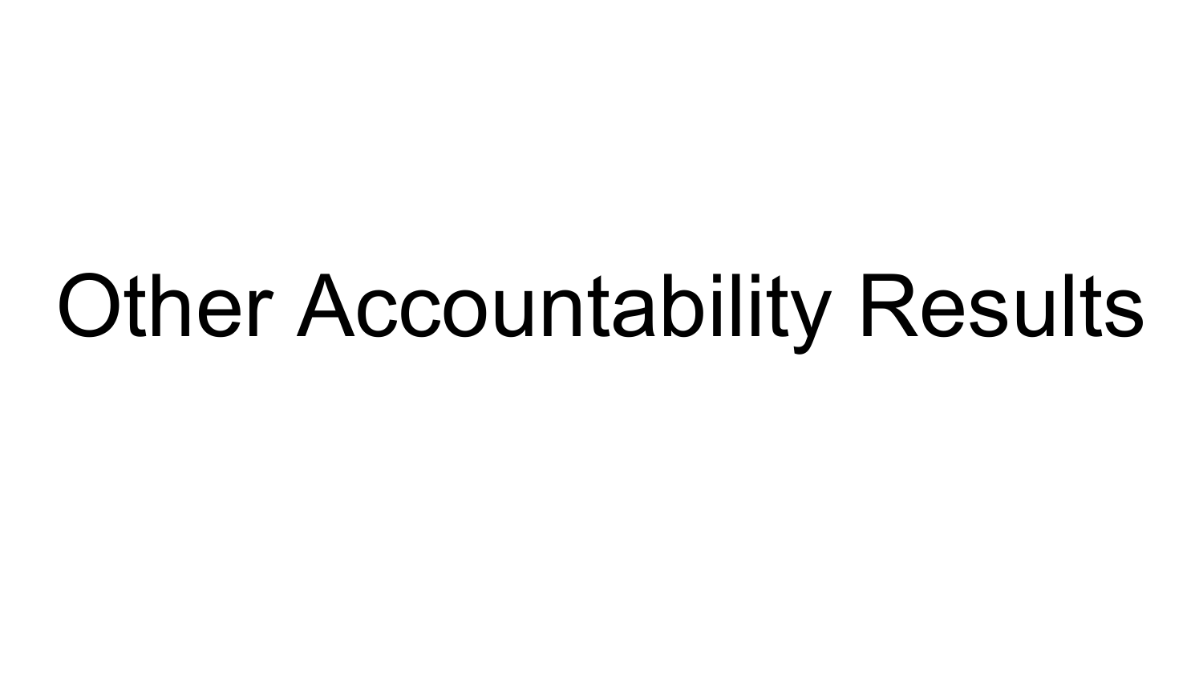# Other Accountability Results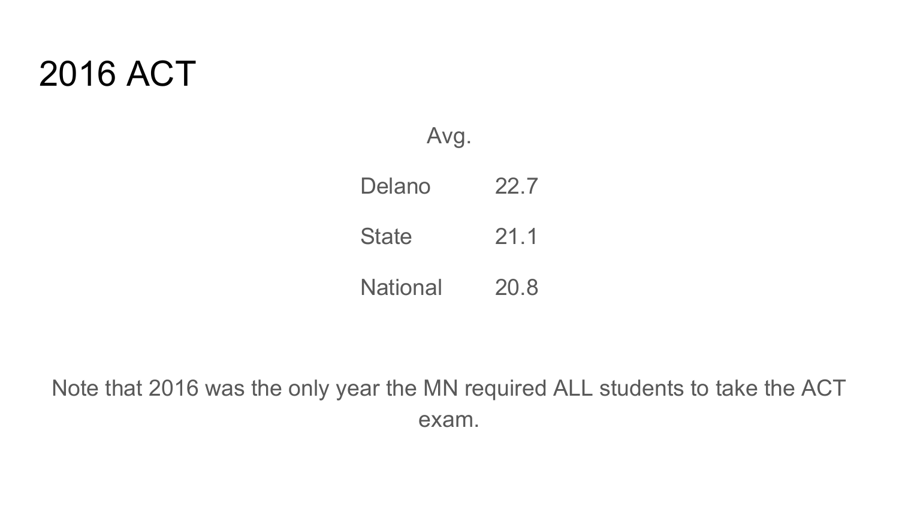# 2016 ACT

| | Avg. |
|---|---|
| Delano | 22.7 |
| State | 21.1 |
| National | 20.8 |

Note that 2016 was the only year the MN required ALL students to take the ACT exam.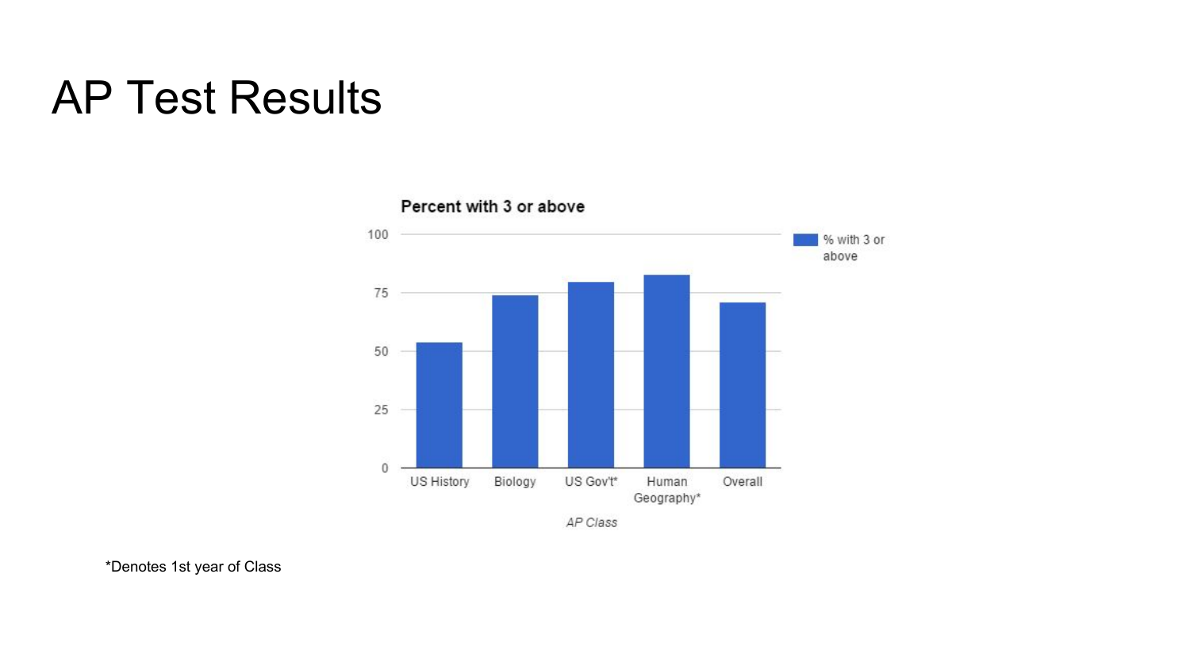# AP Test Results

**Percent with 3 or above**

| AP Class | % with 3 or above |
|---|---|
| US History | ~54 |
| Biology | ~74 |
| US Gov't* | ~80 |
| Human Geography* | ~83 |
| Overall | ~71 |

*Denotes 1st year of Class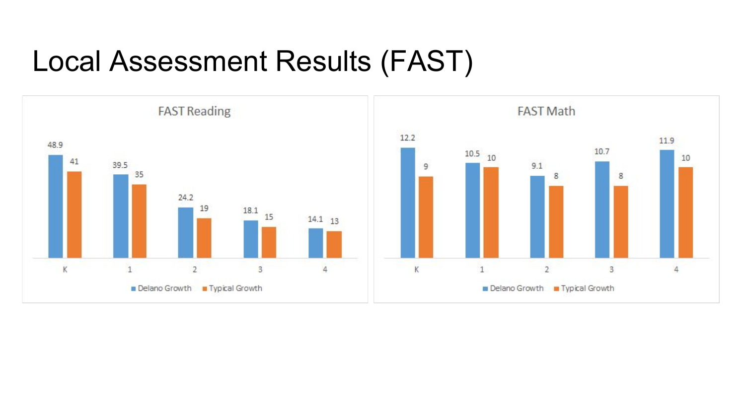# Local Assessment Results (FAST)

**FAST Reading**

| Grade | Delano Growth | Typical Growth |
| --- | --- | --- |
| K | 48.9 | 41 |
| 1 | 39.5 | 35 |
| 2 | 24.2 | 19 |
| 3 | 18.1 | 15 |
| 4 | 14.1 | 13 |

**FAST Math**

| Grade | Delano Growth | Typical Growth |
| --- | --- | --- |
| K | 12.2 | 9 |
| 1 | 10.5 | 10 |
| 2 | 9.1 | 8 |
| 3 | 10.7 | 8 |
| 4 | 11.9 | 10 |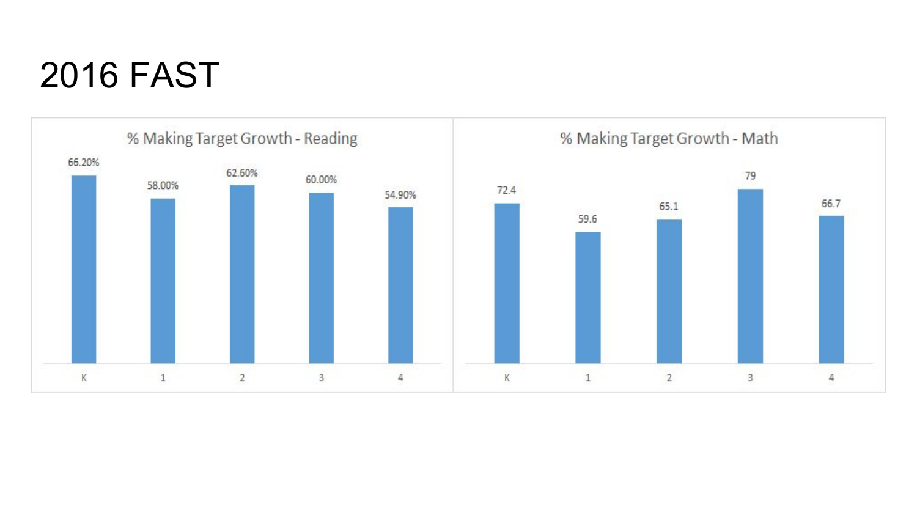# 2016 FAST

**% Making Target Growth - Reading**

| Grade | % |
|---|---|
| K | 66.20% |
| 1 | 58.00% |
| 2 | 62.60% |
| 3 | 60.00% |
| 4 | 54.90% |

**% Making Target Growth - Math**

| Grade | % |
|---|---|
| K | 72.4 |
| 1 | 59.6 |
| 2 | 65.1 |
| 3 | 79 |
| 4 | 66.7 |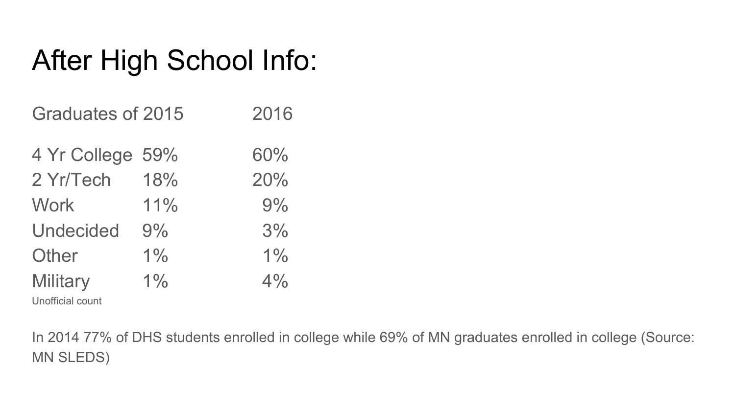# After High School Info:

| Graduates of 2015 | | 2016 |
| --- | --- | --- |
| 4 Yr College | 59% | 60% |
| 2 Yr/Tech | 18% | 20% |
| Work | 11% | 9% |
| Undecided | 9% | 3% |
| Other | 1% | 1% |
| Military | 1% | 4% |

Unofficial count

In 2014 77% of DHS students enrolled in college while 69% of MN graduates enrolled in college (Source: MN SLEDS)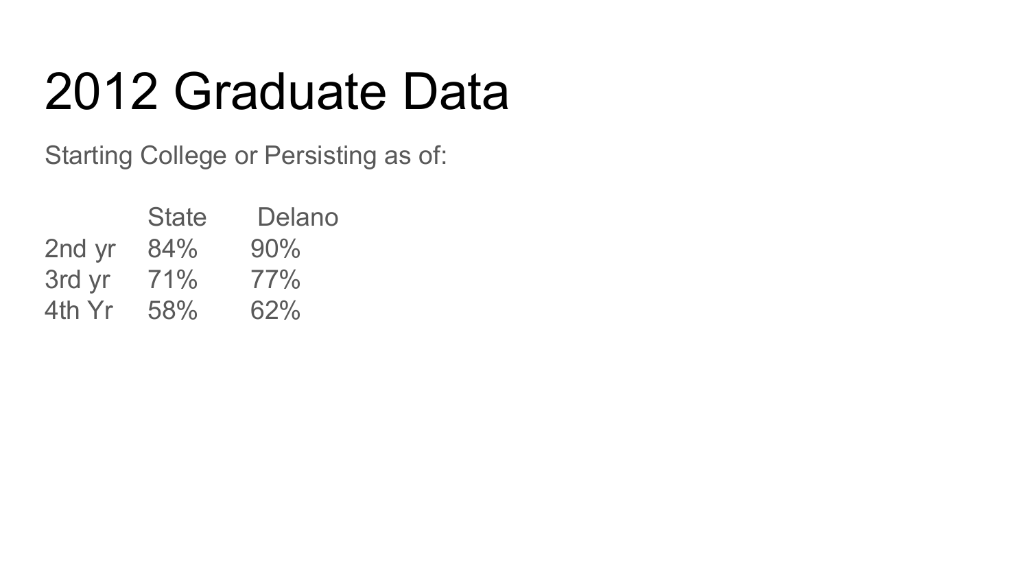# 2012 Graduate Data

Starting College or Persisting as of:

| | State | Delano |
|---|---|---|
| 2nd yr | 84% | 90% |
| 3rd yr | 71% | 77% |
| 4th Yr | 58% | 62% |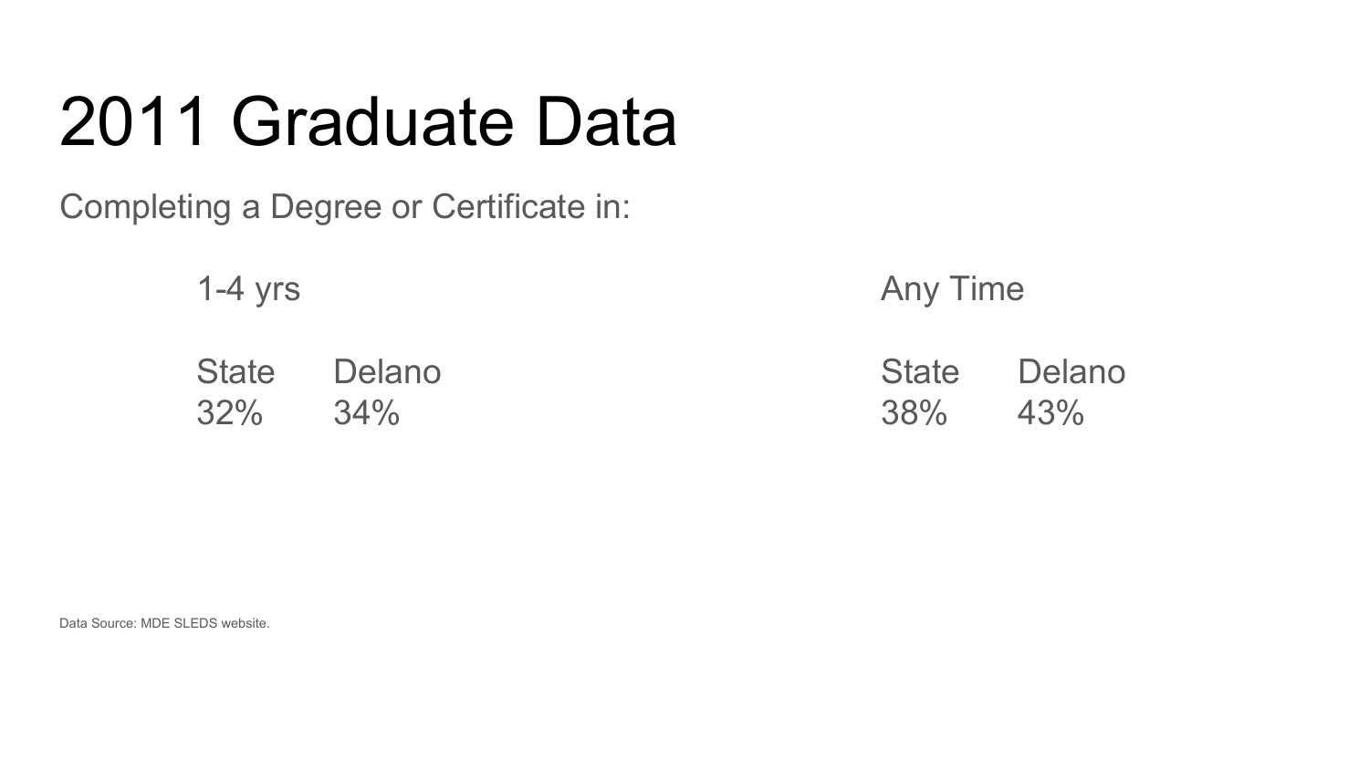# 2011 Graduate Data

Completing a Degree or Certificate in:

**1-4 yrs**

| State | Delano |
| --- | --- |
| 32% | 34% |

**Any Time**

| State | Delano |
| --- | --- |
| 38% | 43% |

Data Source: MDE SLEDS website.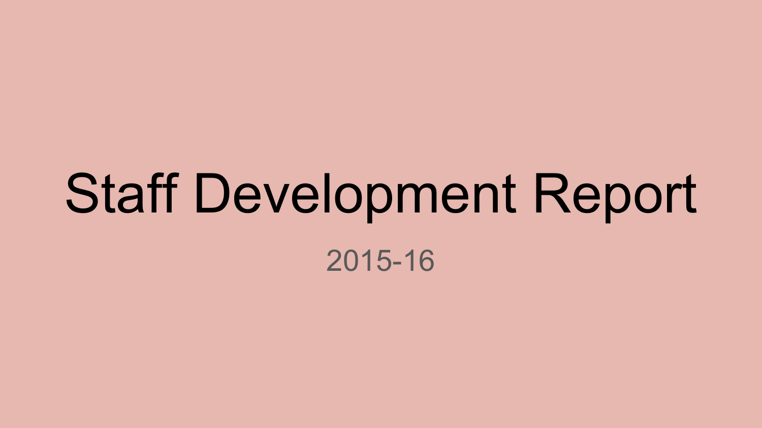# Staff Development Report

2015-16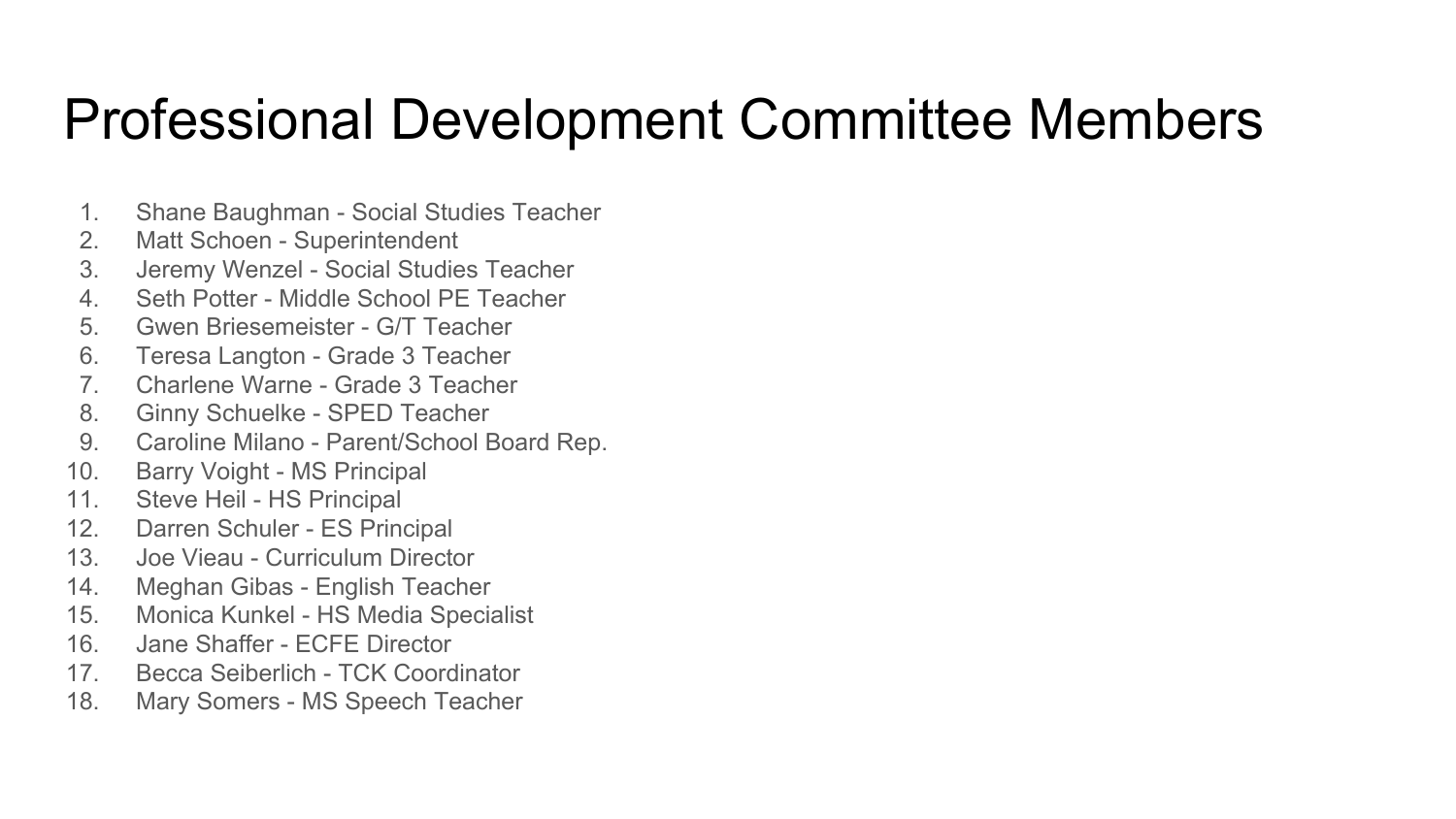# Professional Development Committee Members

1. Shane Baughman - Social Studies Teacher
2. Matt Schoen - Superintendent
3. Jeremy Wenzel - Social Studies Teacher
4. Seth Potter - Middle School PE Teacher
5. Gwen Briesemeister - G/T Teacher
6. Teresa Langton - Grade 3 Teacher
7. Charlene Warne - Grade 3 Teacher
8. Ginny Schuelke - SPED Teacher
9. Caroline Milano - Parent/School Board Rep.
10. Barry Voight - MS Principal
11. Steve Heil - HS Principal
12. Darren Schuler - ES Principal
13. Joe Vieau - Curriculum Director
14. Meghan Gibas - English Teacher
15. Monica Kunkel - HS Media Specialist
16. Jane Shaffer - ECFE Director
17. Becca Seiberlich - TCK Coordinator
18. Mary Somers - MS Speech Teacher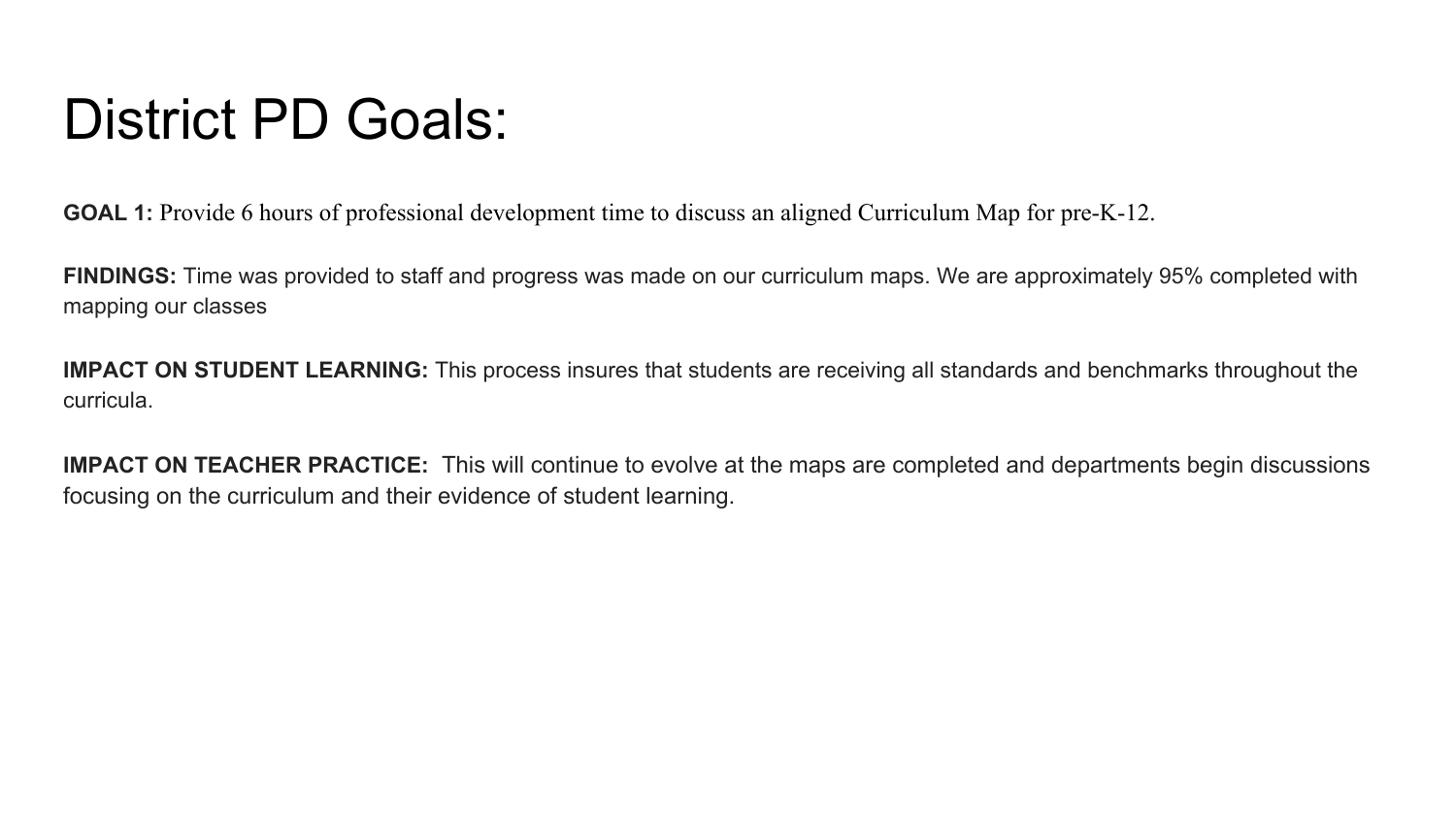# District PD Goals:

**GOAL 1:** Provide 6 hours of professional development time to discuss an aligned Curriculum Map for pre-K-12.

**FINDINGS:** Time was provided to staff and progress was made on our curriculum maps. We are approximately 95% completed with mapping our classes

**IMPACT ON STUDENT LEARNING:** This process insures that students are receiving all standards and benchmarks throughout the curricula.

**IMPACT ON TEACHER PRACTICE:** This will continue to evolve at the maps are completed and departments begin discussions focusing on the curriculum and their evidence of student learning.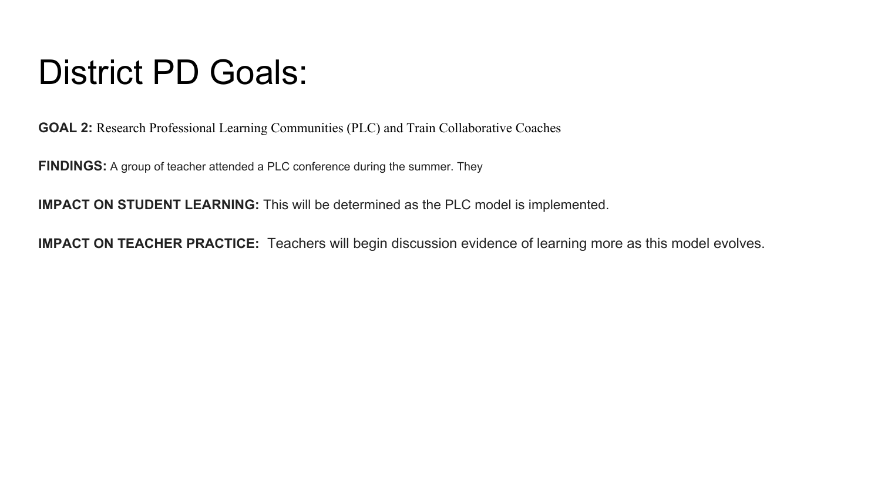# District PD Goals:

**GOAL 2:** Research Professional Learning Communities (PLC) and Train Collaborative Coaches

**FINDINGS:** A group of teacher attended a PLC conference during the summer. They

**IMPACT ON STUDENT LEARNING:** This will be determined as the PLC model is implemented.

**IMPACT ON TEACHER PRACTICE:** Teachers will begin discussion evidence of learning more as this model evolves.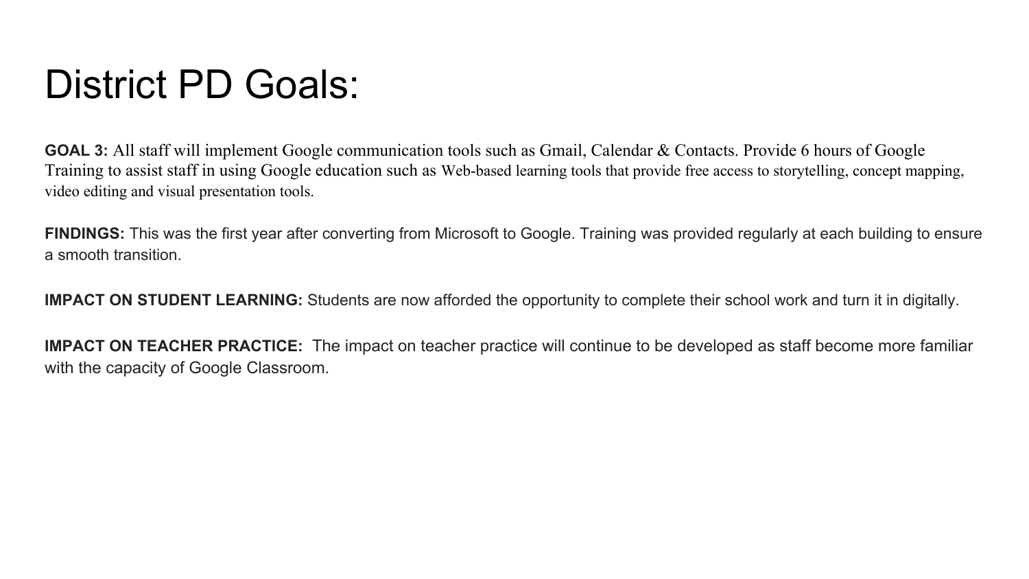# District PD Goals:

**GOAL 3:** All staff will implement Google communication tools such as Gmail, Calendar & Contacts. Provide 6 hours of Google Training to assist staff in using Google education such as Web-based learning tools that provide free access to storytelling, concept mapping, video editing and visual presentation tools.

**FINDINGS:** This was the first year after converting from Microsoft to Google. Training was provided regularly at each building to ensure a smooth transition.

**IMPACT ON STUDENT LEARNING:** Students are now afforded the opportunity to complete their school work and turn it in digitally.

**IMPACT ON TEACHER PRACTICE:** The impact on teacher practice will continue to be developed as staff become more familiar with the capacity of Google Classroom.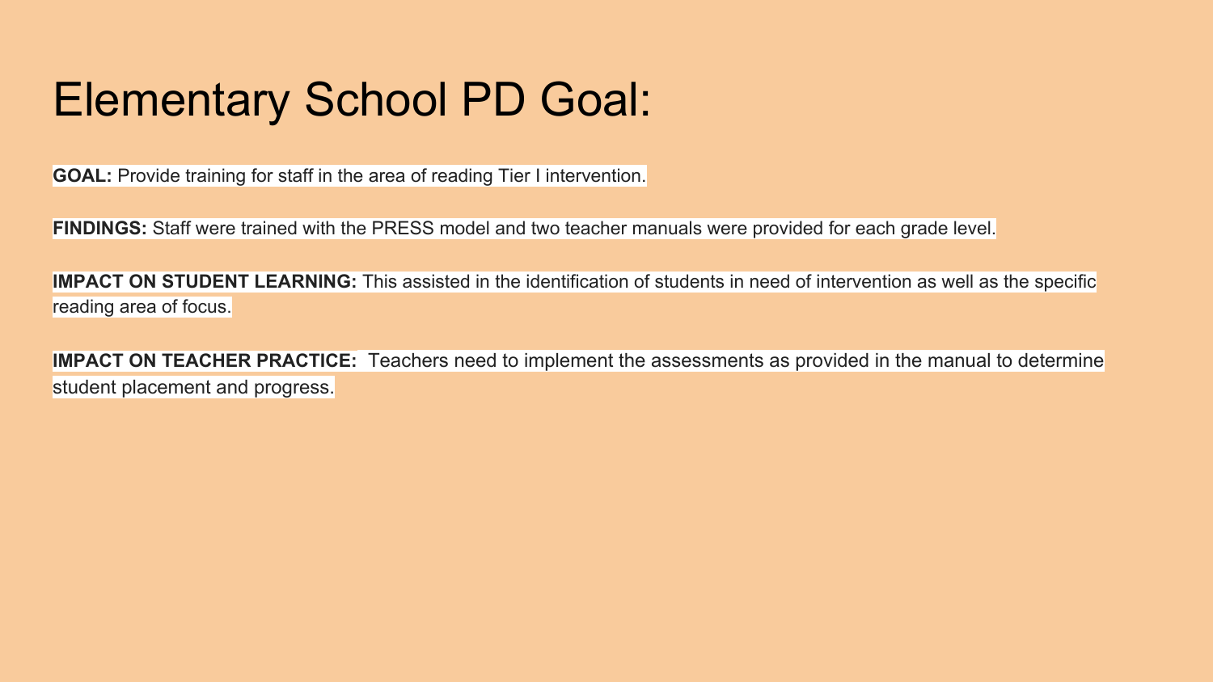# Elementary School PD Goal:

**GOAL:** Provide training for staff in the area of reading Tier I intervention.

**FINDINGS:** Staff were trained with the PRESS model and two teacher manuals were provided for each grade level.

**IMPACT ON STUDENT LEARNING:** This assisted in the identification of students in need of intervention as well as the specific reading area of focus.

**IMPACT ON TEACHER PRACTICE:** Teachers need to implement the assessments as provided in the manual to determine student placement and progress.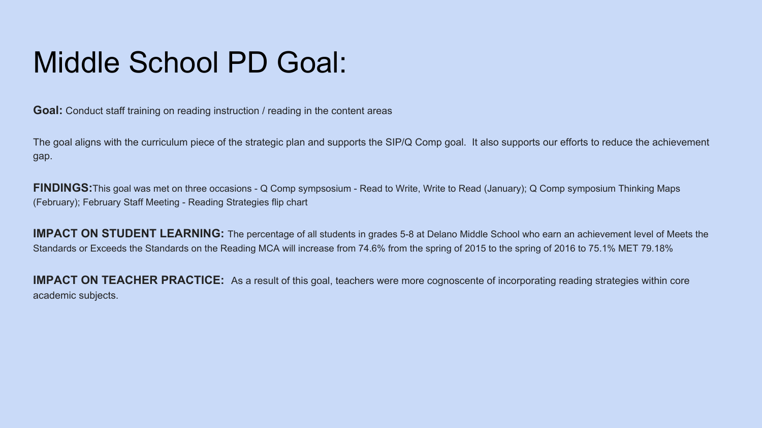# Middle School PD Goal:

**Goal:** Conduct staff training on reading instruction / reading in the content areas

The goal aligns with the curriculum piece of the strategic plan and supports the SIP/Q Comp goal. It also supports our efforts to reduce the achievement gap.

**FINDINGS:** This goal was met on three occasions - Q Comp sympsosium - Read to Write, Write to Read (January); Q Comp symposium Thinking Maps (February); February Staff Meeting - Reading Strategies flip chart

**IMPACT ON STUDENT LEARNING:** The percentage of all students in grades 5-8 at Delano Middle School who earn an achievement level of Meets the Standards or Exceeds the Standards on the Reading MCA will increase from 74.6% from the spring of 2015 to the spring of 2016 to 75.1% MET 79.18%

**IMPACT ON TEACHER PRACTICE:** As a result of this goal, teachers were more cognoscente of incorporating reading strategies within core academic subjects.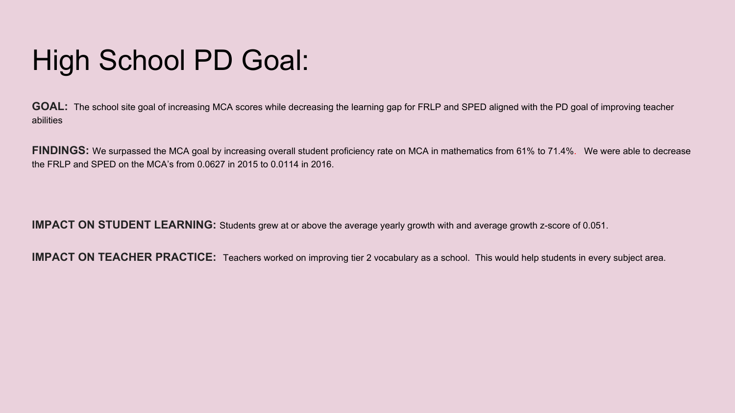# High School PD Goal:

**GOAL:** The school site goal of increasing MCA scores while decreasing the learning gap for FRLP and SPED aligned with the PD goal of improving teacher abilities

**FINDINGS:** We surpassed the MCA goal by increasing overall student proficiency rate on MCA in mathematics from 61% to 71.4%. We were able to decrease the FRLP and SPED on the MCA's from 0.0627 in 2015 to 0.0114 in 2016.

**IMPACT ON STUDENT LEARNING:** Students grew at or above the average yearly growth with and average growth z-score of 0.051.

**IMPACT ON TEACHER PRACTICE:** Teachers worked on improving tier 2 vocabulary as a school. This would help students in every subject area.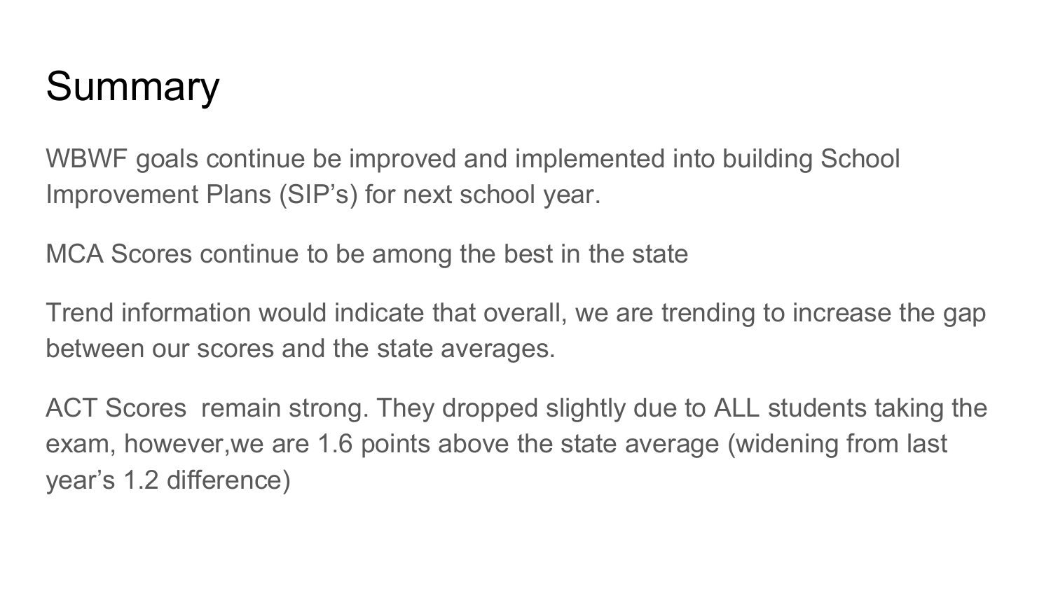# Summary

WBWF goals continue be improved and implemented into building School Improvement Plans (SIP's) for next school year.

MCA Scores continue to be among the best in the state

Trend information would indicate that overall, we are trending to increase the gap between our scores and the state averages.

ACT Scores  remain strong. They dropped slightly due to ALL students taking the exam, however,we are 1.6 points above the state average (widening from last year's 1.2 difference)